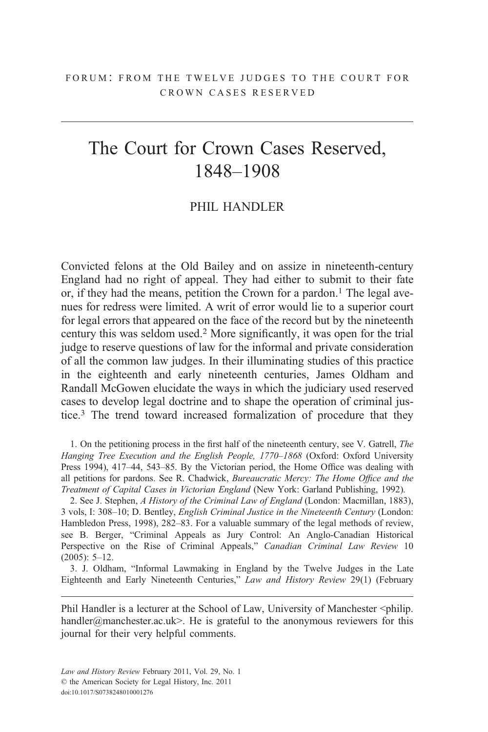FORUM: FROM THE TWELVE JUDGES TO THE COURT FOR CROWN CASES RESERVED

# The Court for Crown Cases Reserved, 1848–1908

PHIL HANDLER

Convicted felons at the Old Bailey and on assize in nineteenth-century England had no right of appeal. They had either to submit to their fate or, if they had the means, petition the Crown for a pardon.[1] The legal avenues for redress were limited. A writ of error would lie to a superior court for legal errors that appeared on the face of the record but by the nineteenth century this was seldom used.[2] More significantly, it was open for the trial judge to reserve questions of law for the informal and private consideration of all the common law judges. In their illuminating studies of this practice in the eighteenth and early nineteenth centuries, James Oldham and Randall McGowen elucidate the ways in which the judiciary used reserved cases to develop legal doctrine and to shape the operation of criminal justice.[3] The trend toward increased formalization of procedure that they

1. On the petitioning process in the first half of the nineteenth century, see V. Gatrell, *The Hanging Tree Execution and the English People, 1770–1868* (Oxford: Oxford University Press 1994), 417–44, 543–85. By the Victorian period, the Home Office was dealing with all petitions for pardons. See R. Chadwick, *Bureaucratic Mercy: The Home Office and the Treatment of Capital Cases in Victorian England* (New York: Garland Publishing, 1992).

2. See J. Stephen, *A History of the Criminal Law of England* (London: Macmillan, 1883), 3 vols, I: 308–10; D. Bentley, *English Criminal Justice in the Nineteenth Century* (London: Hambledon Press, 1998), 282–83. For a valuable summary of the legal methods of review, see B. Berger, "Criminal Appeals as Jury Control: An Anglo-Canadian Historical Perspective on the Rise of Criminal Appeals," *Canadian Criminal Law Review* 10 (2005): 5–12.

3. J. Oldham, "Informal Lawmaking in England by the Twelve Judges in the Late Eighteenth and Early Nineteenth Centuries," *Law and History Review* 29(1) (February

Phil Handler is a lecturer at the School of Law, University of Manchester <philip.handler@manchester.ac.uk>. He is grateful to the anonymous reviewers for this journal for their very helpful comments.

*Law and History Review* February 2011, Vol. 29, No. 1
© the American Society for Legal History, Inc. 2011
doi:10.1017/S0738248010001276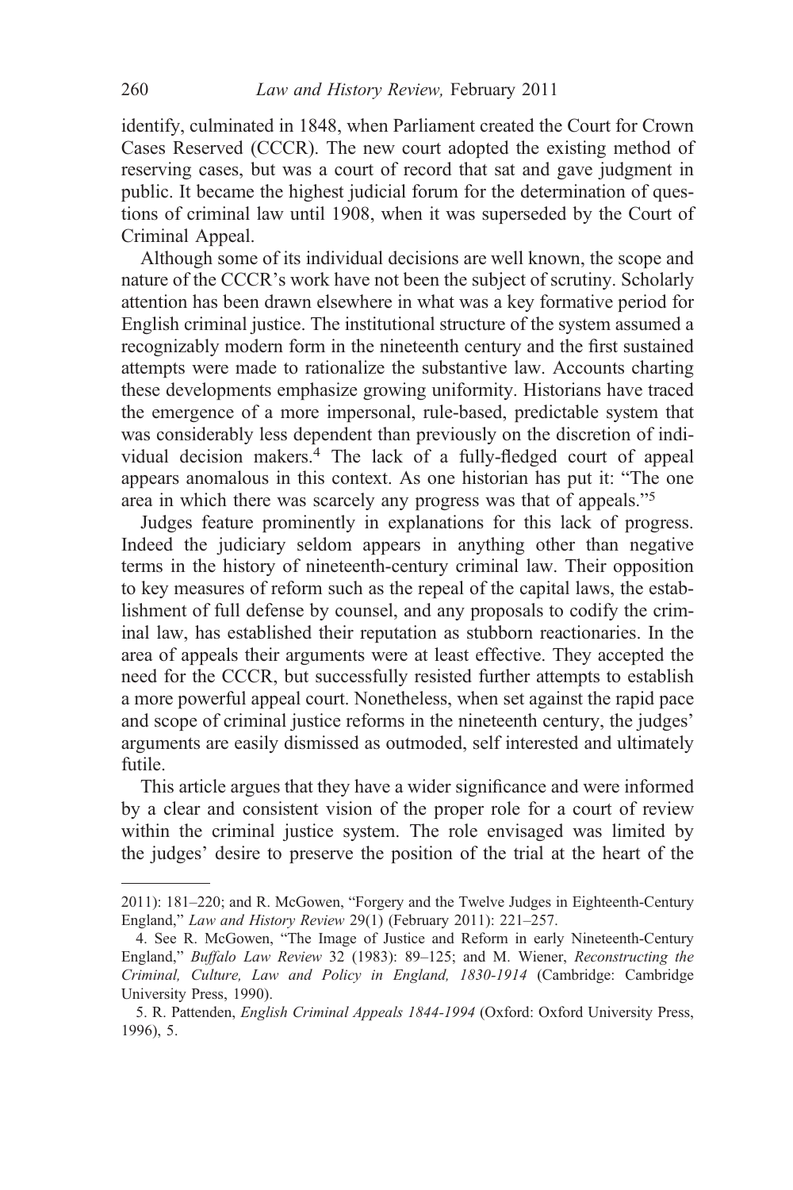identify, culminated in 1848, when Parliament created the Court for Crown Cases Reserved (CCCR). The new court adopted the existing method of reserving cases, but was a court of record that sat and gave judgment in public. It became the highest judicial forum for the determination of questions of criminal law until 1908, when it was superseded by the Court of Criminal Appeal.

Although some of its individual decisions are well known, the scope and nature of the CCCR's work have not been the subject of scrutiny. Scholarly attention has been drawn elsewhere in what was a key formative period for English criminal justice. The institutional structure of the system assumed a recognizably modern form in the nineteenth century and the first sustained attempts were made to rationalize the substantive law. Accounts charting these developments emphasize growing uniformity. Historians have traced the emergence of a more impersonal, rule-based, predictable system that was considerably less dependent than previously on the discretion of individual decision makers.[4] The lack of a fully-fledged court of appeal appears anomalous in this context. As one historian has put it: "The one area in which there was scarcely any progress was that of appeals."[5]

Judges feature prominently in explanations for this lack of progress. Indeed the judiciary seldom appears in anything other than negative terms in the history of nineteenth-century criminal law. Their opposition to key measures of reform such as the repeal of the capital laws, the establishment of full defense by counsel, and any proposals to codify the criminal law, has established their reputation as stubborn reactionaries. In the area of appeals their arguments were at least effective. They accepted the need for the CCCR, but successfully resisted further attempts to establish a more powerful appeal court. Nonetheless, when set against the rapid pace and scope of criminal justice reforms in the nineteenth century, the judges' arguments are easily dismissed as outmoded, self interested and ultimately futile.

This article argues that they have a wider significance and were informed by a clear and consistent vision of the proper role for a court of review within the criminal justice system. The role envisaged was limited by the judges' desire to preserve the position of the trial at the heart of the

---

2011): 181–220; and R. McGowen, "Forgery and the Twelve Judges in Eighteenth-Century England," *Law and History Review* 29(1) (February 2011): 221–257.

4. See R. McGowen, "The Image of Justice and Reform in early Nineteenth-Century England," *Buffalo Law Review* 32 (1983): 89–125; and M. Wiener, *Reconstructing the Criminal, Culture, Law and Policy in England, 1830-1914* (Cambridge: Cambridge University Press, 1990).

5. R. Pattenden, *English Criminal Appeals 1844-1994* (Oxford: Oxford University Press, 1996), 5.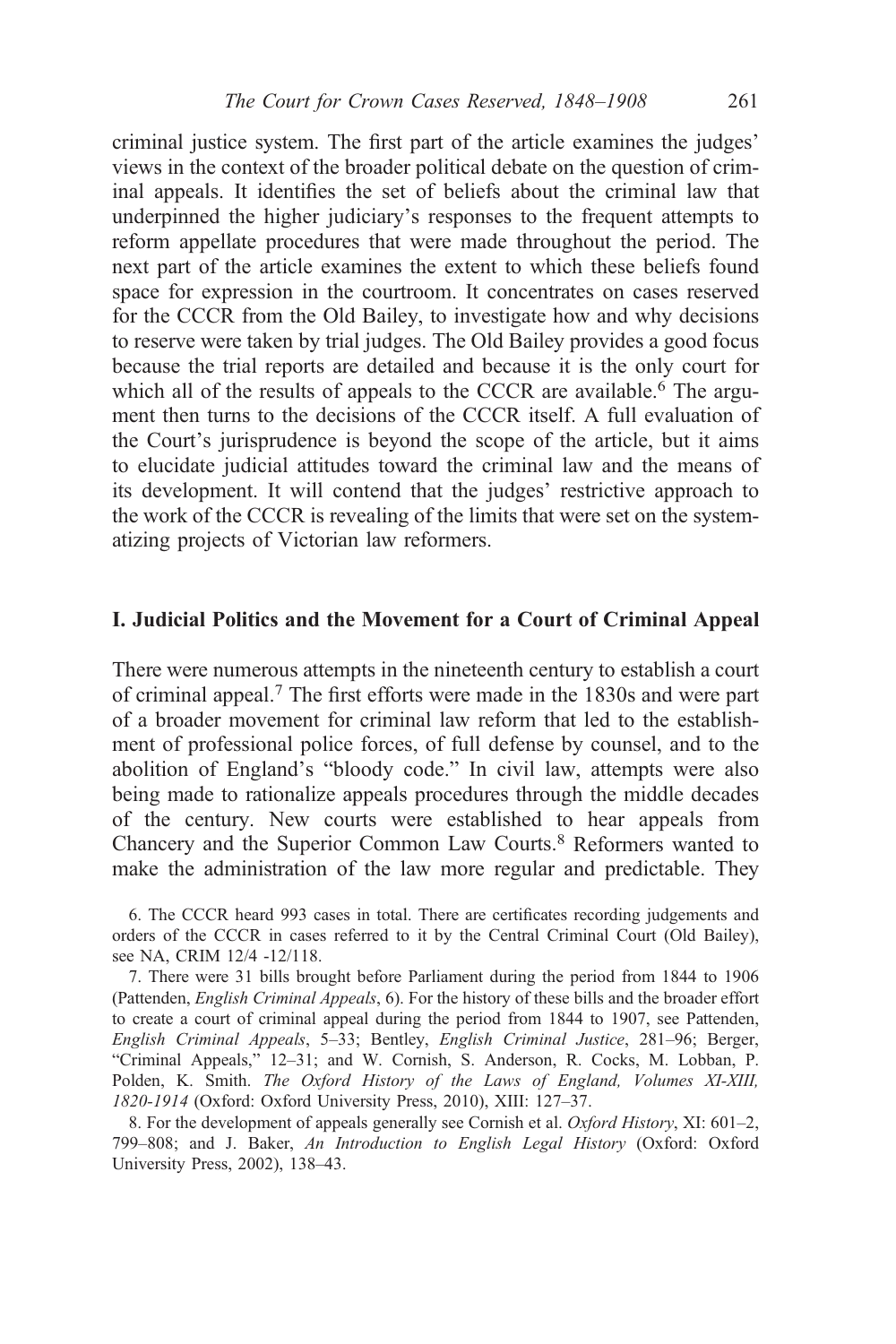criminal justice system. The first part of the article examines the judges' views in the context of the broader political debate on the question of criminal appeals. It identifies the set of beliefs about the criminal law that underpinned the higher judiciary's responses to the frequent attempts to reform appellate procedures that were made throughout the period. The next part of the article examines the extent to which these beliefs found space for expression in the courtroom. It concentrates on cases reserved for the CCCR from the Old Bailey, to investigate how and why decisions to reserve were taken by trial judges. The Old Bailey provides a good focus because the trial reports are detailed and because it is the only court for which all of the results of appeals to the CCCR are available.[6] The argument then turns to the decisions of the CCCR itself. A full evaluation of the Court's jurisprudence is beyond the scope of the article, but it aims to elucidate judicial attitudes toward the criminal law and the means of its development. It will contend that the judges' restrictive approach to the work of the CCCR is revealing of the limits that were set on the systematizing projects of Victorian law reformers.

## I. Judicial Politics and the Movement for a Court of Criminal Appeal

There were numerous attempts in the nineteenth century to establish a court of criminal appeal.[7] The first efforts were made in the 1830s and were part of a broader movement for criminal law reform that led to the establishment of professional police forces, of full defense by counsel, and to the abolition of England's "bloody code." In civil law, attempts were also being made to rationalize appeals procedures through the middle decades of the century. New courts were established to hear appeals from Chancery and the Superior Common Law Courts.[8] Reformers wanted to make the administration of the law more regular and predictable. They

6. The CCCR heard 993 cases in total. There are certificates recording judgements and orders of the CCCR in cases referred to it by the Central Criminal Court (Old Bailey), see NA, CRIM 12/4 -12/118.

7. There were 31 bills brought before Parliament during the period from 1844 to 1906 (Pattenden, *English Criminal Appeals*, 6). For the history of these bills and the broader effort to create a court of criminal appeal during the period from 1844 to 1907, see Pattenden, *English Criminal Appeals*, 5–33; Bentley, *English Criminal Justice*, 281–96; Berger, "Criminal Appeals," 12–31; and W. Cornish, S. Anderson, R. Cocks, M. Lobban, P. Polden, K. Smith. *The Oxford History of the Laws of England, Volumes XI-XIII, 1820-1914* (Oxford: Oxford University Press, 2010), XIII: 127–37.

8. For the development of appeals generally see Cornish et al. *Oxford History*, XI: 601–2, 799–808; and J. Baker, *An Introduction to English Legal History* (Oxford: Oxford University Press, 2002), 138–43.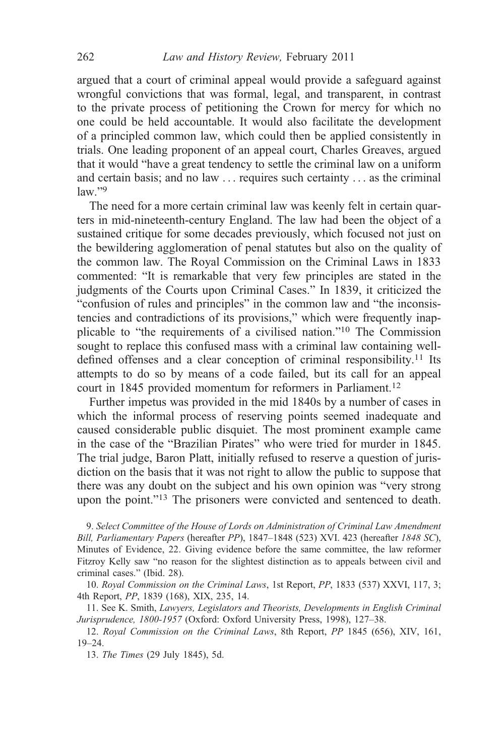argued that a court of criminal appeal would provide a safeguard against wrongful convictions that was formal, legal, and transparent, in contrast to the private process of petitioning the Crown for mercy for which no one could be held accountable. It would also facilitate the development of a principled common law, which could then be applied consistently in trials. One leading proponent of an appeal court, Charles Greaves, argued that it would "have a great tendency to settle the criminal law on a uniform and certain basis; and no law . . . requires such certainty . . . as the criminal law."[9]

The need for a more certain criminal law was keenly felt in certain quarters in mid-nineteenth-century England. The law had been the object of a sustained critique for some decades previously, which focused not just on the bewildering agglomeration of penal statutes but also on the quality of the common law. The Royal Commission on the Criminal Laws in 1833 commented: "It is remarkable that very few principles are stated in the judgments of the Courts upon Criminal Cases." In 1839, it criticized the "confusion of rules and principles" in the common law and "the inconsistencies and contradictions of its provisions," which were frequently inapplicable to "the requirements of a civilised nation."[10] The Commission sought to replace this confused mass with a criminal law containing well-defined offenses and a clear conception of criminal responsibility.[11] Its attempts to do so by means of a code failed, but its call for an appeal court in 1845 provided momentum for reformers in Parliament.[12]

Further impetus was provided in the mid 1840s by a number of cases in which the informal process of reserving points seemed inadequate and caused considerable public disquiet. The most prominent example came in the case of the "Brazilian Pirates" who were tried for murder in 1845. The trial judge, Baron Platt, initially refused to reserve a question of jurisdiction on the basis that it was not right to allow the public to suppose that there was any doubt on the subject and his own opinion was "very strong upon the point."[13] The prisoners were convicted and sentenced to death.

9. *Select Committee of the House of Lords on Administration of Criminal Law Amendment Bill, Parliamentary Papers* (hereafter *PP*), 1847–1848 (523) XVI. 423 (hereafter *1848 SC*), Minutes of Evidence, 22. Giving evidence before the same committee, the law reformer Fitzroy Kelly saw "no reason for the slightest distinction as to appeals between civil and criminal cases." (Ibid. 28).

10. *Royal Commission on the Criminal Laws*, 1st Report, *PP*, 1833 (537) XXVI, 117, 3; 4th Report, *PP*, 1839 (168), XIX, 235, 14.

11. See K. Smith, *Lawyers, Legislators and Theorists, Developments in English Criminal Jurisprudence, 1800-1957* (Oxford: Oxford University Press, 1998), 127–38.

12. *Royal Commission on the Criminal Laws*, 8th Report, *PP* 1845 (656), XIV, 161, 19–24.

13. *The Times* (29 July 1845), 5d.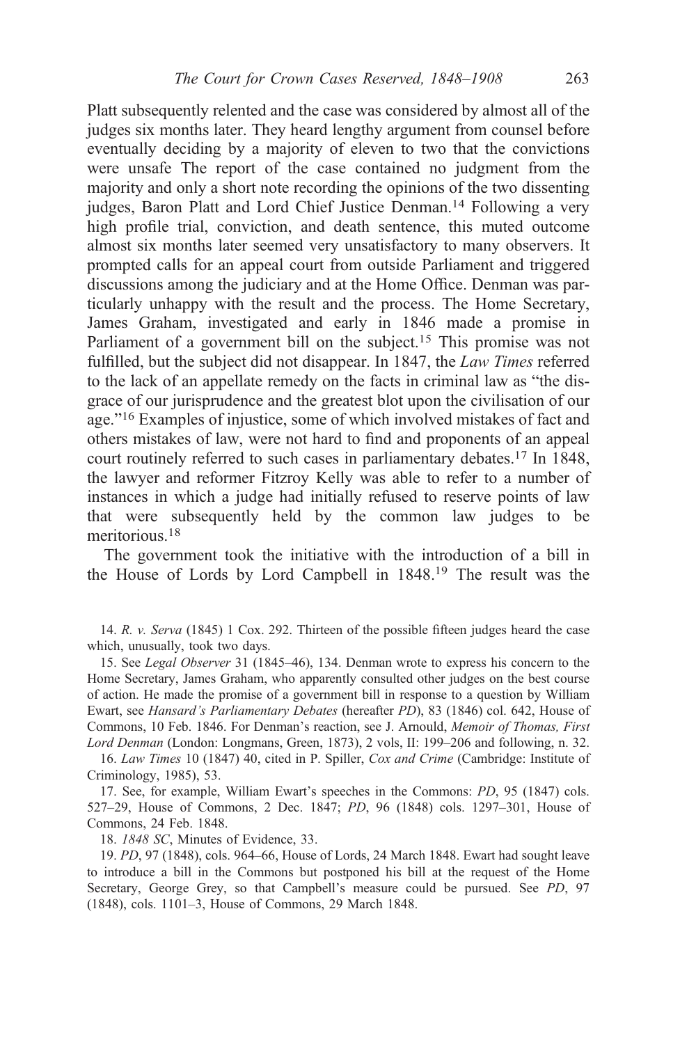Platt subsequently relented and the case was considered by almost all of the judges six months later. They heard lengthy argument from counsel before eventually deciding by a majority of eleven to two that the convictions were unsafe The report of the case contained no judgment from the majority and only a short note recording the opinions of the two dissenting judges, Baron Platt and Lord Chief Justice Denman.[14] Following a very high profile trial, conviction, and death sentence, this muted outcome almost six months later seemed very unsatisfactory to many observers. It prompted calls for an appeal court from outside Parliament and triggered discussions among the judiciary and at the Home Office. Denman was particularly unhappy with the result and the process. The Home Secretary, James Graham, investigated and early in 1846 made a promise in Parliament of a government bill on the subject.[15] This promise was not fulfilled, but the subject did not disappear. In 1847, the *Law Times* referred to the lack of an appellate remedy on the facts in criminal law as "the disgrace of our jurisprudence and the greatest blot upon the civilisation of our age."[16] Examples of injustice, some of which involved mistakes of fact and others mistakes of law, were not hard to find and proponents of an appeal court routinely referred to such cases in parliamentary debates.[17] In 1848, the lawyer and reformer Fitzroy Kelly was able to refer to a number of instances in which a judge had initially refused to reserve points of law that were subsequently held by the common law judges to be meritorious.[18]

The government took the initiative with the introduction of a bill in the House of Lords by Lord Campbell in 1848.[19] The result was the

14. *R. v. Serva* (1845) 1 Cox. 292. Thirteen of the possible fifteen judges heard the case which, unusually, took two days.

15. See *Legal Observer* 31 (1845–46), 134. Denman wrote to express his concern to the Home Secretary, James Graham, who apparently consulted other judges on the best course of action. He made the promise of a government bill in response to a question by William Ewart, see *Hansard's Parliamentary Debates* (hereafter *PD*), 83 (1846) col. 642, House of Commons, 10 Feb. 1846. For Denman's reaction, see J. Arnould, *Memoir of Thomas, First Lord Denman* (London: Longmans, Green, 1873), 2 vols, II: 199–206 and following, n. 32.

16. *Law Times* 10 (1847) 40, cited in P. Spiller, *Cox and Crime* (Cambridge: Institute of Criminology, 1985), 53.

17. See, for example, William Ewart's speeches in the Commons: *PD*, 95 (1847) cols. 527–29, House of Commons, 2 Dec. 1847; *PD*, 96 (1848) cols. 1297–301, House of Commons, 24 Feb. 1848.

18. *1848 SC*, Minutes of Evidence, 33.

19. *PD*, 97 (1848), cols. 964–66, House of Lords, 24 March 1848. Ewart had sought leave to introduce a bill in the Commons but postponed his bill at the request of the Home Secretary, George Grey, so that Campbell's measure could be pursued. See *PD*, 97 (1848), cols. 1101–3, House of Commons, 29 March 1848.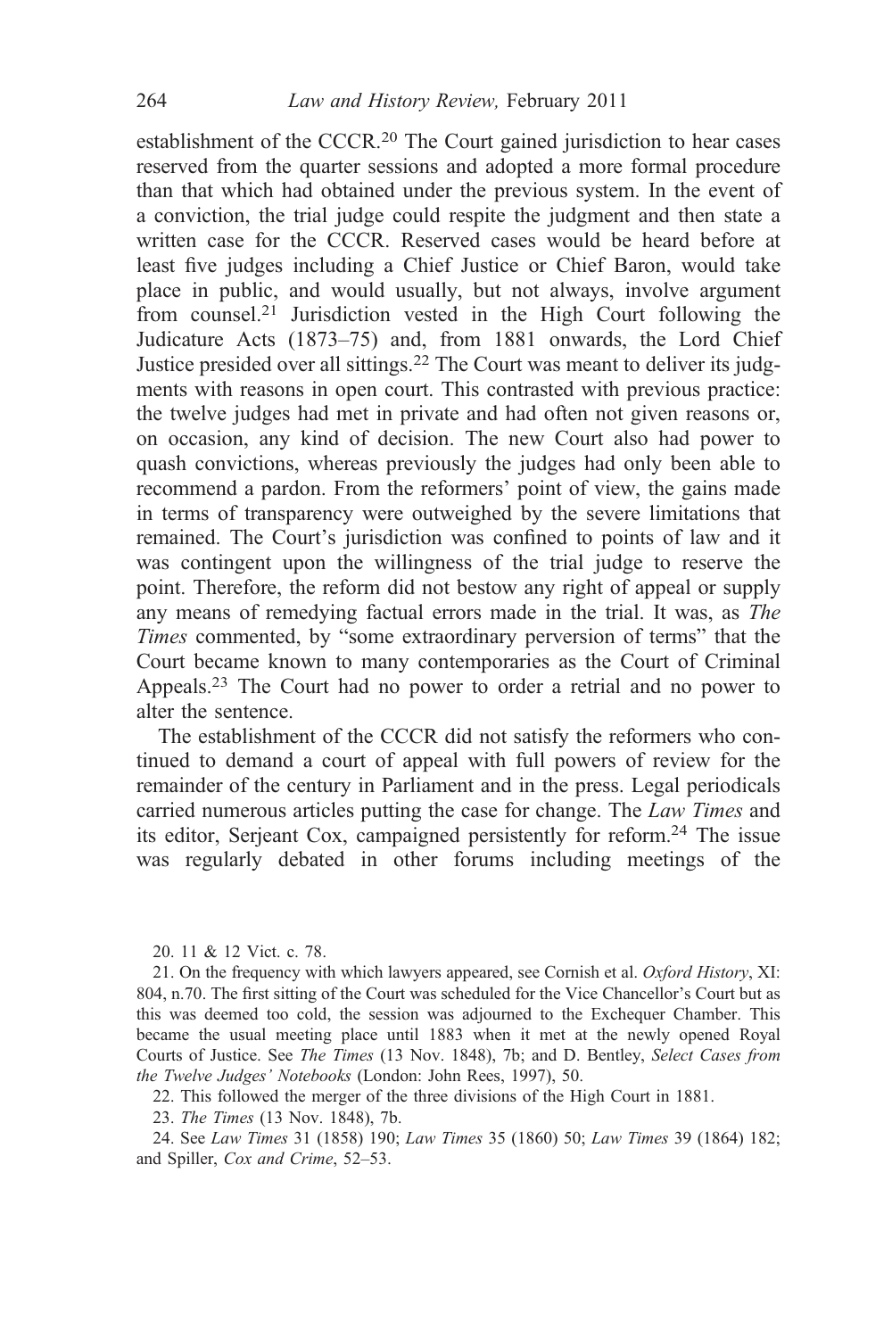establishment of the CCCR.[20] The Court gained jurisdiction to hear cases reserved from the quarter sessions and adopted a more formal procedure than that which had obtained under the previous system. In the event of a conviction, the trial judge could respite the judgment and then state a written case for the CCCR. Reserved cases would be heard before at least five judges including a Chief Justice or Chief Baron, would take place in public, and would usually, but not always, involve argument from counsel.[21] Jurisdiction vested in the High Court following the Judicature Acts (1873–75) and, from 1881 onwards, the Lord Chief Justice presided over all sittings.[22] The Court was meant to deliver its judgments with reasons in open court. This contrasted with previous practice: the twelve judges had met in private and had often not given reasons or, on occasion, any kind of decision. The new Court also had power to quash convictions, whereas previously the judges had only been able to recommend a pardon. From the reformers' point of view, the gains made in terms of transparency were outweighed by the severe limitations that remained. The Court's jurisdiction was confined to points of law and it was contingent upon the willingness of the trial judge to reserve the point. Therefore, the reform did not bestow any right of appeal or supply any means of remedying factual errors made in the trial. It was, as *The Times* commented, by "some extraordinary perversion of terms" that the Court became known to many contemporaries as the Court of Criminal Appeals.[23] The Court had no power to order a retrial and no power to alter the sentence.

The establishment of the CCCR did not satisfy the reformers who continued to demand a court of appeal with full powers of review for the remainder of the century in Parliament and in the press. Legal periodicals carried numerous articles putting the case for change. The *Law Times* and its editor, Serjeant Cox, campaigned persistently for reform.[24] The issue was regularly debated in other forums including meetings of the

20. 11 & 12 Vict. c. 78.

21. On the frequency with which lawyers appeared, see Cornish et al. *Oxford History*, XI: 804, n.70. The first sitting of the Court was scheduled for the Vice Chancellor's Court but as this was deemed too cold, the session was adjourned to the Exchequer Chamber. This became the usual meeting place until 1883 when it met at the newly opened Royal Courts of Justice. See *The Times* (13 Nov. 1848), 7b; and D. Bentley, *Select Cases from the Twelve Judges' Notebooks* (London: John Rees, 1997), 50.

22. This followed the merger of the three divisions of the High Court in 1881.

23. *The Times* (13 Nov. 1848), 7b.

24. See *Law Times* 31 (1858) 190; *Law Times* 35 (1860) 50; *Law Times* 39 (1864) 182; and Spiller, *Cox and Crime*, 52–53.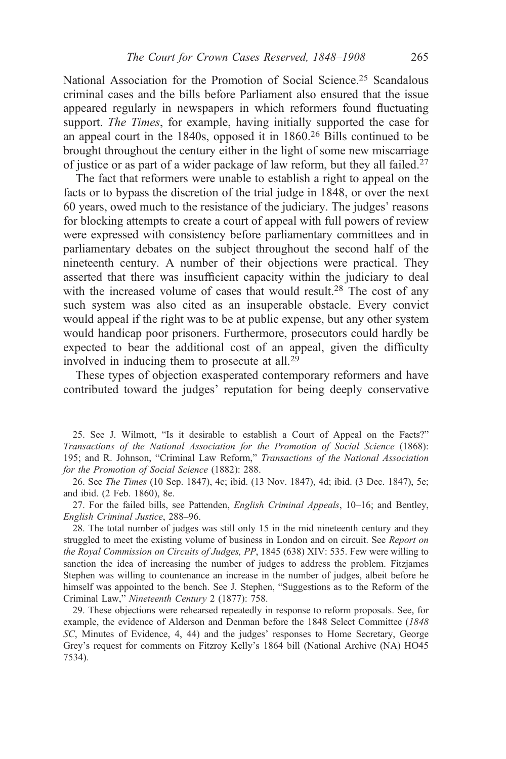National Association for the Promotion of Social Science.[25] Scandalous criminal cases and the bills before Parliament also ensured that the issue appeared regularly in newspapers in which reformers found fluctuating support. *The Times*, for example, having initially supported the case for an appeal court in the 1840s, opposed it in 1860.[26] Bills continued to be brought throughout the century either in the light of some new miscarriage of justice or as part of a wider package of law reform, but they all failed.[27]

The fact that reformers were unable to establish a right to appeal on the facts or to bypass the discretion of the trial judge in 1848, or over the next 60 years, owed much to the resistance of the judiciary. The judges' reasons for blocking attempts to create a court of appeal with full powers of review were expressed with consistency before parliamentary committees and in parliamentary debates on the subject throughout the second half of the nineteenth century. A number of their objections were practical. They asserted that there was insufficient capacity within the judiciary to deal with the increased volume of cases that would result.[28] The cost of any such system was also cited as an insuperable obstacle. Every convict would appeal if the right was to be at public expense, but any other system would handicap poor prisoners. Furthermore, prosecutors could hardly be expected to bear the additional cost of an appeal, given the difficulty involved in inducing them to prosecute at all.[29]

These types of objection exasperated contemporary reformers and have contributed toward the judges' reputation for being deeply conservative

25. See J. Wilmott, "Is it desirable to establish a Court of Appeal on the Facts?" *Transactions of the National Association for the Promotion of Social Science* (1868): 195; and R. Johnson, "Criminal Law Reform," *Transactions of the National Association for the Promotion of Social Science* (1882): 288.

26. See *The Times* (10 Sep. 1847), 4c; ibid. (13 Nov. 1847), 4d; ibid. (3 Dec. 1847), 5e; and ibid. (2 Feb. 1860), 8e.

27. For the failed bills, see Pattenden, *English Criminal Appeals*, 10–16; and Bentley, *English Criminal Justice*, 288–96.

28. The total number of judges was still only 15 in the mid nineteenth century and they struggled to meet the existing volume of business in London and on circuit. See *Report on the Royal Commission on Circuits of Judges, PP*, 1845 (638) XIV: 535. Few were willing to sanction the idea of increasing the number of judges to address the problem. Fitzjames Stephen was willing to countenance an increase in the number of judges, albeit before he himself was appointed to the bench. See J. Stephen, "Suggestions as to the Reform of the Criminal Law," *Nineteenth Century* 2 (1877): 758.

29. These objections were rehearsed repeatedly in response to reform proposals. See, for example, the evidence of Alderson and Denman before the 1848 Select Committee (*1848 SC*, Minutes of Evidence, 4, 44) and the judges' responses to Home Secretary, George Grey's request for comments on Fitzroy Kelly's 1864 bill (National Archive (NA) HO45 7534).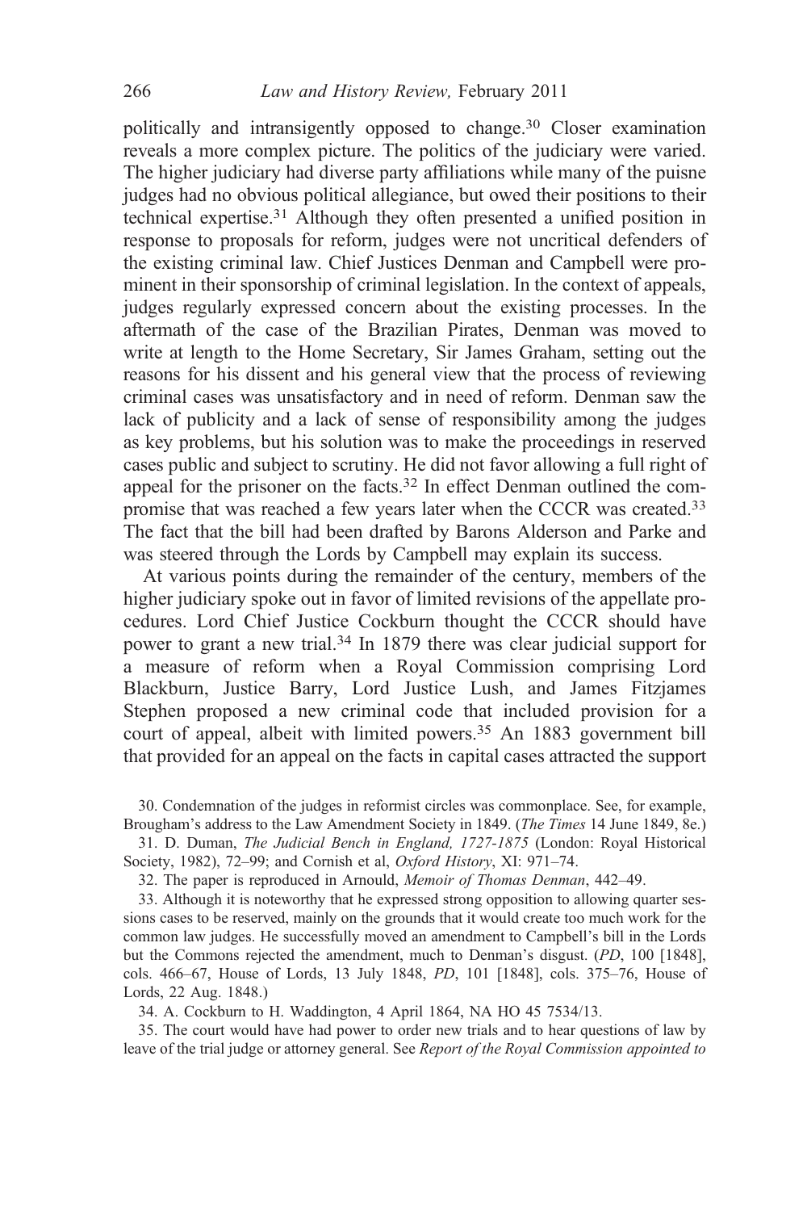politically and intransigently opposed to change.[30] Closer examination reveals a more complex picture. The politics of the judiciary were varied. The higher judiciary had diverse party affiliations while many of the puisne judges had no obvious political allegiance, but owed their positions to their technical expertise.[31] Although they often presented a unified position in response to proposals for reform, judges were not uncritical defenders of the existing criminal law. Chief Justices Denman and Campbell were prominent in their sponsorship of criminal legislation. In the context of appeals, judges regularly expressed concern about the existing processes. In the aftermath of the case of the Brazilian Pirates, Denman was moved to write at length to the Home Secretary, Sir James Graham, setting out the reasons for his dissent and his general view that the process of reviewing criminal cases was unsatisfactory and in need of reform. Denman saw the lack of publicity and a lack of sense of responsibility among the judges as key problems, but his solution was to make the proceedings in reserved cases public and subject to scrutiny. He did not favor allowing a full right of appeal for the prisoner on the facts.[32] In effect Denman outlined the compromise that was reached a few years later when the CCCR was created.[33] The fact that the bill had been drafted by Barons Alderson and Parke and was steered through the Lords by Campbell may explain its success.

At various points during the remainder of the century, members of the higher judiciary spoke out in favor of limited revisions of the appellate procedures. Lord Chief Justice Cockburn thought the CCCR should have power to grant a new trial.[34] In 1879 there was clear judicial support for a measure of reform when a Royal Commission comprising Lord Blackburn, Justice Barry, Lord Justice Lush, and James Fitzjames Stephen proposed a new criminal code that included provision for a court of appeal, albeit with limited powers.[35] An 1883 government bill that provided for an appeal on the facts in capital cases attracted the support

30. Condemnation of the judges in reformist circles was commonplace. See, for example, Brougham's address to the Law Amendment Society in 1849. (*The Times* 14 June 1849, 8e.)

31. D. Duman, *The Judicial Bench in England, 1727-1875* (London: Royal Historical Society, 1982), 72–99; and Cornish et al, *Oxford History*, XI: 971–74.

32. The paper is reproduced in Arnould, *Memoir of Thomas Denman*, 442–49.

33. Although it is noteworthy that he expressed strong opposition to allowing quarter sessions cases to be reserved, mainly on the grounds that it would create too much work for the common law judges. He successfully moved an amendment to Campbell's bill in the Lords but the Commons rejected the amendment, much to Denman's disgust. (*PD*, 100 [1848], cols. 466–67, House of Lords, 13 July 1848, *PD*, 101 [1848], cols. 375–76, House of Lords, 22 Aug. 1848.)

34. A. Cockburn to H. Waddington, 4 April 1864, NA HO 45 7534/13.

35. The court would have had power to order new trials and to hear questions of law by leave of the trial judge or attorney general. See *Report of the Royal Commission appointed to*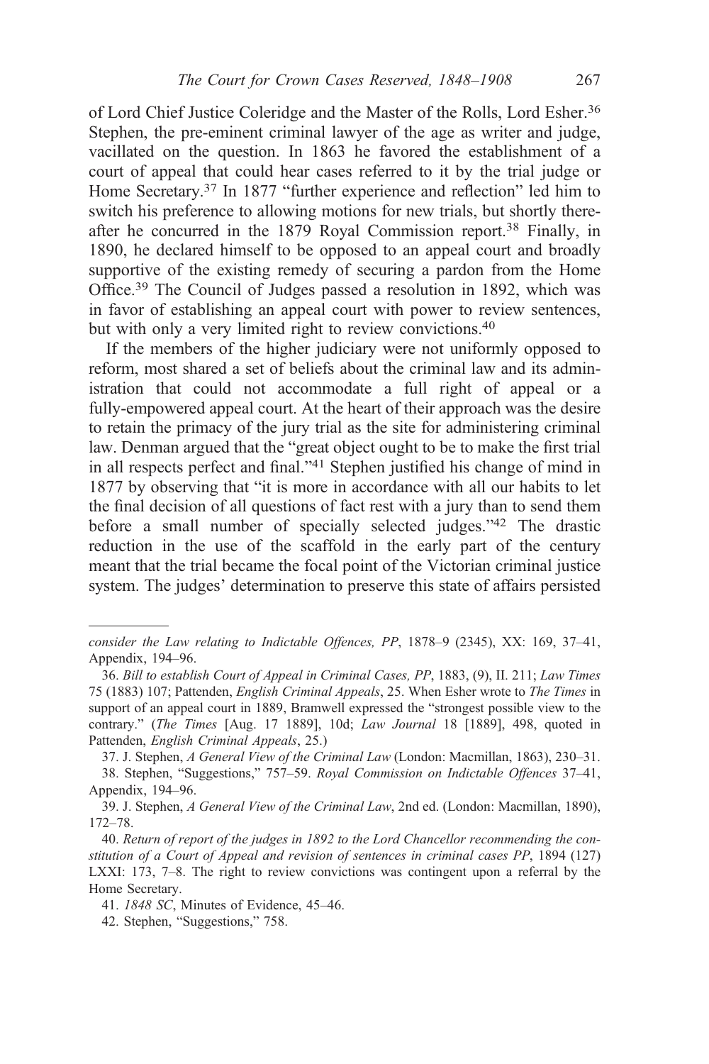of Lord Chief Justice Coleridge and the Master of the Rolls, Lord Esher.[36] Stephen, the pre-eminent criminal lawyer of the age as writer and judge, vacillated on the question. In 1863 he favored the establishment of a court of appeal that could hear cases referred to it by the trial judge or Home Secretary.[37] In 1877 "further experience and reflection" led him to switch his preference to allowing motions for new trials, but shortly thereafter he concurred in the 1879 Royal Commission report.[38] Finally, in 1890, he declared himself to be opposed to an appeal court and broadly supportive of the existing remedy of securing a pardon from the Home Office.[39] The Council of Judges passed a resolution in 1892, which was in favor of establishing an appeal court with power to review sentences, but with only a very limited right to review convictions.[40]

If the members of the higher judiciary were not uniformly opposed to reform, most shared a set of beliefs about the criminal law and its administration that could not accommodate a full right of appeal or a fully-empowered appeal court. At the heart of their approach was the desire to retain the primacy of the jury trial as the site for administering criminal law. Denman argued that the "great object ought to be to make the first trial in all respects perfect and final."[41] Stephen justified his change of mind in 1877 by observing that "it is more in accordance with all our habits to let the final decision of all questions of fact rest with a jury than to send them before a small number of specially selected judges."[42] The drastic reduction in the use of the scaffold in the early part of the century meant that the trial became the focal point of the Victorian criminal justice system. The judges' determination to preserve this state of affairs persisted

---

*consider the Law relating to Indictable Offences, PP*, 1878–9 (2345), XX: 169, 37–41, Appendix, 194–96.

36. *Bill to establish Court of Appeal in Criminal Cases, PP*, 1883, (9), II. 211; *Law Times* 75 (1883) 107; Pattenden, *English Criminal Appeals*, 25. When Esher wrote to *The Times* in support of an appeal court in 1889, Bramwell expressed the "strongest possible view to the contrary." (*The Times* [Aug. 17 1889], 10d; *Law Journal* 18 [1889], 498, quoted in Pattenden, *English Criminal Appeals*, 25.)

37. J. Stephen, *A General View of the Criminal Law* (London: Macmillan, 1863), 230–31.

38. Stephen, "Suggestions," 757–59. *Royal Commission on Indictable Offences* 37–41, Appendix, 194–96.

39. J. Stephen, *A General View of the Criminal Law*, 2nd ed. (London: Macmillan, 1890), 172–78.

40. *Return of report of the judges in 1892 to the Lord Chancellor recommending the constitution of a Court of Appeal and revision of sentences in criminal cases PP*, 1894 (127) LXXI: 173, 7–8. The right to review convictions was contingent upon a referral by the Home Secretary.

41. *1848 SC*, Minutes of Evidence, 45–46.

42. Stephen, "Suggestions," 758.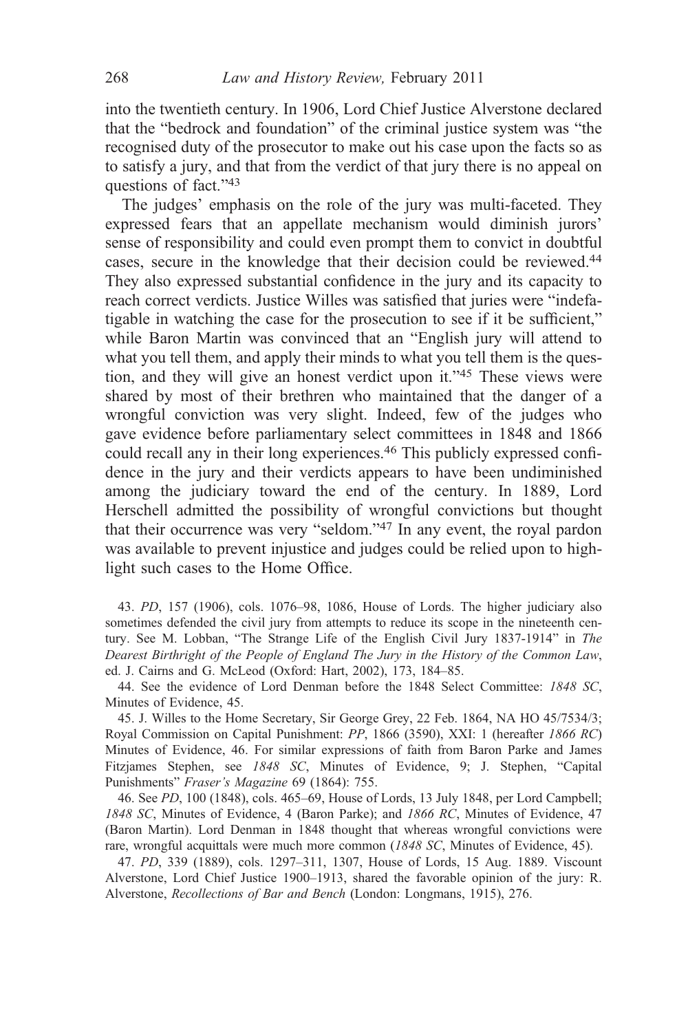into the twentieth century. In 1906, Lord Chief Justice Alverstone declared that the "bedrock and foundation" of the criminal justice system was "the recognised duty of the prosecutor to make out his case upon the facts so as to satisfy a jury, and that from the verdict of that jury there is no appeal on questions of fact."[43]

The judges' emphasis on the role of the jury was multi-faceted. They expressed fears that an appellate mechanism would diminish jurors' sense of responsibility and could even prompt them to convict in doubtful cases, secure in the knowledge that their decision could be reviewed.[44] They also expressed substantial confidence in the jury and its capacity to reach correct verdicts. Justice Willes was satisfied that juries were "indefatigable in watching the case for the prosecution to see if it be sufficient," while Baron Martin was convinced that an "English jury will attend to what you tell them, and apply their minds to what you tell them is the question, and they will give an honest verdict upon it."[45] These views were shared by most of their brethren who maintained that the danger of a wrongful conviction was very slight. Indeed, few of the judges who gave evidence before parliamentary select committees in 1848 and 1866 could recall any in their long experiences.[46] This publicly expressed confidence in the jury and their verdicts appears to have been undiminished among the judiciary toward the end of the century. In 1889, Lord Herschell admitted the possibility of wrongful convictions but thought that their occurrence was very "seldom."[47] In any event, the royal pardon was available to prevent injustice and judges could be relied upon to highlight such cases to the Home Office.

43. *PD*, 157 (1906), cols. 1076–98, 1086, House of Lords. The higher judiciary also sometimes defended the civil jury from attempts to reduce its scope in the nineteenth century. See M. Lobban, "The Strange Life of the English Civil Jury 1837-1914" in *The Dearest Birthright of the People of England The Jury in the History of the Common Law*, ed. J. Cairns and G. McLeod (Oxford: Hart, 2002), 173, 184–85.

44. See the evidence of Lord Denman before the 1848 Select Committee: *1848 SC*, Minutes of Evidence, 45.

45. J. Willes to the Home Secretary, Sir George Grey, 22 Feb. 1864, NA HO 45/7534/3; Royal Commission on Capital Punishment: *PP*, 1866 (3590), XXI: 1 (hereafter *1866 RC*) Minutes of Evidence, 46. For similar expressions of faith from Baron Parke and James Fitzjames Stephen, see *1848 SC*, Minutes of Evidence, 9; J. Stephen, "Capital Punishments" *Fraser's Magazine* 69 (1864): 755.

46. See *PD*, 100 (1848), cols. 465–69, House of Lords, 13 July 1848, per Lord Campbell; *1848 SC*, Minutes of Evidence, 4 (Baron Parke); and *1866 RC*, Minutes of Evidence, 47 (Baron Martin). Lord Denman in 1848 thought that whereas wrongful convictions were rare, wrongful acquittals were much more common (*1848 SC*, Minutes of Evidence, 45).

47. *PD*, 339 (1889), cols. 1297–311, 1307, House of Lords, 15 Aug. 1889. Viscount Alverstone, Lord Chief Justice 1900–1913, shared the favorable opinion of the jury: R. Alverstone, *Recollections of Bar and Bench* (London: Longmans, 1915), 276.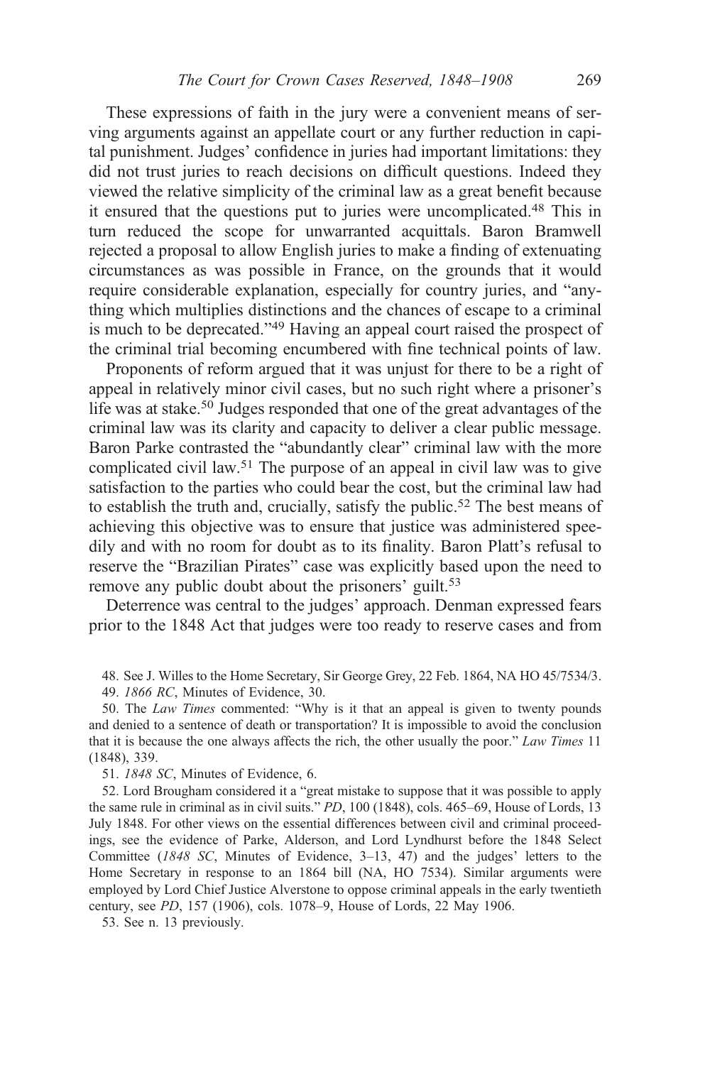These expressions of faith in the jury were a convenient means of serving arguments against an appellate court or any further reduction in capital punishment. Judges' confidence in juries had important limitations: they did not trust juries to reach decisions on difficult questions. Indeed they viewed the relative simplicity of the criminal law as a great benefit because it ensured that the questions put to juries were uncomplicated.[48] This in turn reduced the scope for unwarranted acquittals. Baron Bramwell rejected a proposal to allow English juries to make a finding of extenuating circumstances as was possible in France, on the grounds that it would require considerable explanation, especially for country juries, and "anything which multiplies distinctions and the chances of escape to a criminal is much to be deprecated."[49] Having an appeal court raised the prospect of the criminal trial becoming encumbered with fine technical points of law.

Proponents of reform argued that it was unjust for there to be a right of appeal in relatively minor civil cases, but no such right where a prisoner's life was at stake.[50] Judges responded that one of the great advantages of the criminal law was its clarity and capacity to deliver a clear public message. Baron Parke contrasted the "abundantly clear" criminal law with the more complicated civil law.[51] The purpose of an appeal in civil law was to give satisfaction to the parties who could bear the cost, but the criminal law had to establish the truth and, crucially, satisfy the public.[52] The best means of achieving this objective was to ensure that justice was administered speedily and with no room for doubt as to its finality. Baron Platt's refusal to reserve the "Brazilian Pirates" case was explicitly based upon the need to remove any public doubt about the prisoners' guilt.[53]

Deterrence was central to the judges' approach. Denman expressed fears prior to the 1848 Act that judges were too ready to reserve cases and from

48. See J. Willes to the Home Secretary, Sir George Grey, 22 Feb. 1864, NA HO 45/7534/3.

49. *1866 RC*, Minutes of Evidence, 30.

50. The *Law Times* commented: "Why is it that an appeal is given to twenty pounds and denied to a sentence of death or transportation? It is impossible to avoid the conclusion that it is because the one always affects the rich, the other usually the poor." *Law Times* 11 (1848), 339.

51. *1848 SC*, Minutes of Evidence, 6.

52. Lord Brougham considered it a "great mistake to suppose that it was possible to apply the same rule in criminal as in civil suits." *PD*, 100 (1848), cols. 465–69, House of Lords, 13 July 1848. For other views on the essential differences between civil and criminal proceedings, see the evidence of Parke, Alderson, and Lord Lyndhurst before the 1848 Select Committee (*1848 SC*, Minutes of Evidence, 3–13, 47) and the judges' letters to the Home Secretary in response to an 1864 bill (NA, HO 7534). Similar arguments were employed by Lord Chief Justice Alverstone to oppose criminal appeals in the early twentieth century, see *PD*, 157 (1906), cols. 1078–9, House of Lords, 22 May 1906.

53. See n. 13 previously.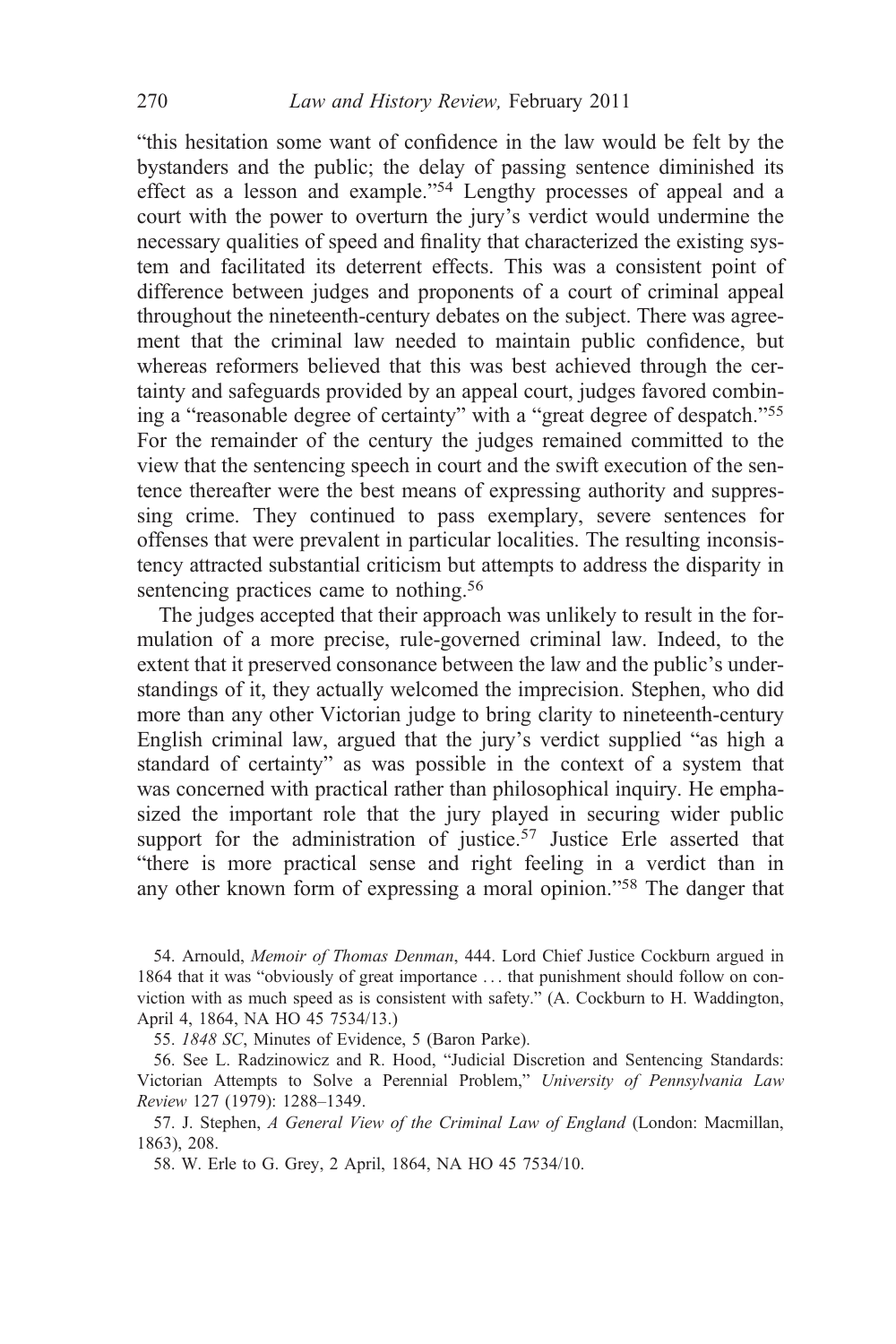"this hesitation some want of confidence in the law would be felt by the bystanders and the public; the delay of passing sentence diminished its effect as a lesson and example."[54] Lengthy processes of appeal and a court with the power to overturn the jury's verdict would undermine the necessary qualities of speed and finality that characterized the existing system and facilitated its deterrent effects. This was a consistent point of difference between judges and proponents of a court of criminal appeal throughout the nineteenth-century debates on the subject. There was agreement that the criminal law needed to maintain public confidence, but whereas reformers believed that this was best achieved through the certainty and safeguards provided by an appeal court, judges favored combining a "reasonable degree of certainty" with a "great degree of despatch."[55] For the remainder of the century the judges remained committed to the view that the sentencing speech in court and the swift execution of the sentence thereafter were the best means of expressing authority and suppressing crime. They continued to pass exemplary, severe sentences for offenses that were prevalent in particular localities. The resulting inconsistency attracted substantial criticism but attempts to address the disparity in sentencing practices came to nothing.[56]

The judges accepted that their approach was unlikely to result in the formulation of a more precise, rule-governed criminal law. Indeed, to the extent that it preserved consonance between the law and the public's understandings of it, they actually welcomed the imprecision. Stephen, who did more than any other Victorian judge to bring clarity to nineteenth-century English criminal law, argued that the jury's verdict supplied "as high a standard of certainty" as was possible in the context of a system that was concerned with practical rather than philosophical inquiry. He emphasized the important role that the jury played in securing wider public support for the administration of justice.[57] Justice Erle asserted that "there is more practical sense and right feeling in a verdict than in any other known form of expressing a moral opinion."[58] The danger that

54. Arnould, *Memoir of Thomas Denman*, 444. Lord Chief Justice Cockburn argued in 1864 that it was "obviously of great importance . . . that punishment should follow on conviction with as much speed as is consistent with safety." (A. Cockburn to H. Waddington, April 4, 1864, NA HO 45 7534/13.)

55. *1848 SC*, Minutes of Evidence, 5 (Baron Parke).

56. See L. Radzinowicz and R. Hood, "Judicial Discretion and Sentencing Standards: Victorian Attempts to Solve a Perennial Problem," *University of Pennsylvania Law Review* 127 (1979): 1288–1349.

57. J. Stephen, *A General View of the Criminal Law of England* (London: Macmillan, 1863), 208.

58. W. Erle to G. Grey, 2 April, 1864, NA HO 45 7534/10.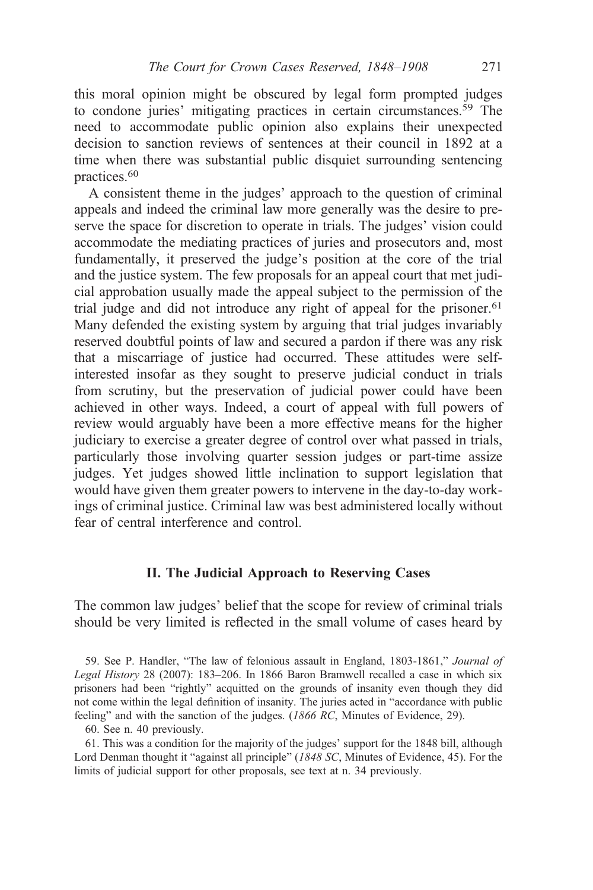this moral opinion might be obscured by legal form prompted judges to condone juries' mitigating practices in certain circumstances.[59] The need to accommodate public opinion also explains their unexpected decision to sanction reviews of sentences at their council in 1892 at a time when there was substantial public disquiet surrounding sentencing practices.[60]

A consistent theme in the judges' approach to the question of criminal appeals and indeed the criminal law more generally was the desire to preserve the space for discretion to operate in trials. The judges' vision could accommodate the mediating practices of juries and prosecutors and, most fundamentally, it preserved the judge's position at the core of the trial and the justice system. The few proposals for an appeal court that met judicial approbation usually made the appeal subject to the permission of the trial judge and did not introduce any right of appeal for the prisoner.[61] Many defended the existing system by arguing that trial judges invariably reserved doubtful points of law and secured a pardon if there was any risk that a miscarriage of justice had occurred. These attitudes were self-interested insofar as they sought to preserve judicial conduct in trials from scrutiny, but the preservation of judicial power could have been achieved in other ways. Indeed, a court of appeal with full powers of review would arguably have been a more effective means for the higher judiciary to exercise a greater degree of control over what passed in trials, particularly those involving quarter session judges or part-time assize judges. Yet judges showed little inclination to support legislation that would have given them greater powers to intervene in the day-to-day workings of criminal justice. Criminal law was best administered locally without fear of central interference and control.

## II. The Judicial Approach to Reserving Cases

The common law judges' belief that the scope for review of criminal trials should be very limited is reflected in the small volume of cases heard by

59. See P. Handler, "The law of felonious assault in England, 1803-1861," *Journal of Legal History* 28 (2007): 183–206. In 1866 Baron Bramwell recalled a case in which six prisoners had been "rightly" acquitted on the grounds of insanity even though they did not come within the legal definition of insanity. The juries acted in "accordance with public feeling" and with the sanction of the judges. (*1866 RC*, Minutes of Evidence, 29).

60. See n. 40 previously.

61. This was a condition for the majority of the judges' support for the 1848 bill, although Lord Denman thought it "against all principle" (*1848 SC*, Minutes of Evidence, 45). For the limits of judicial support for other proposals, see text at n. 34 previously.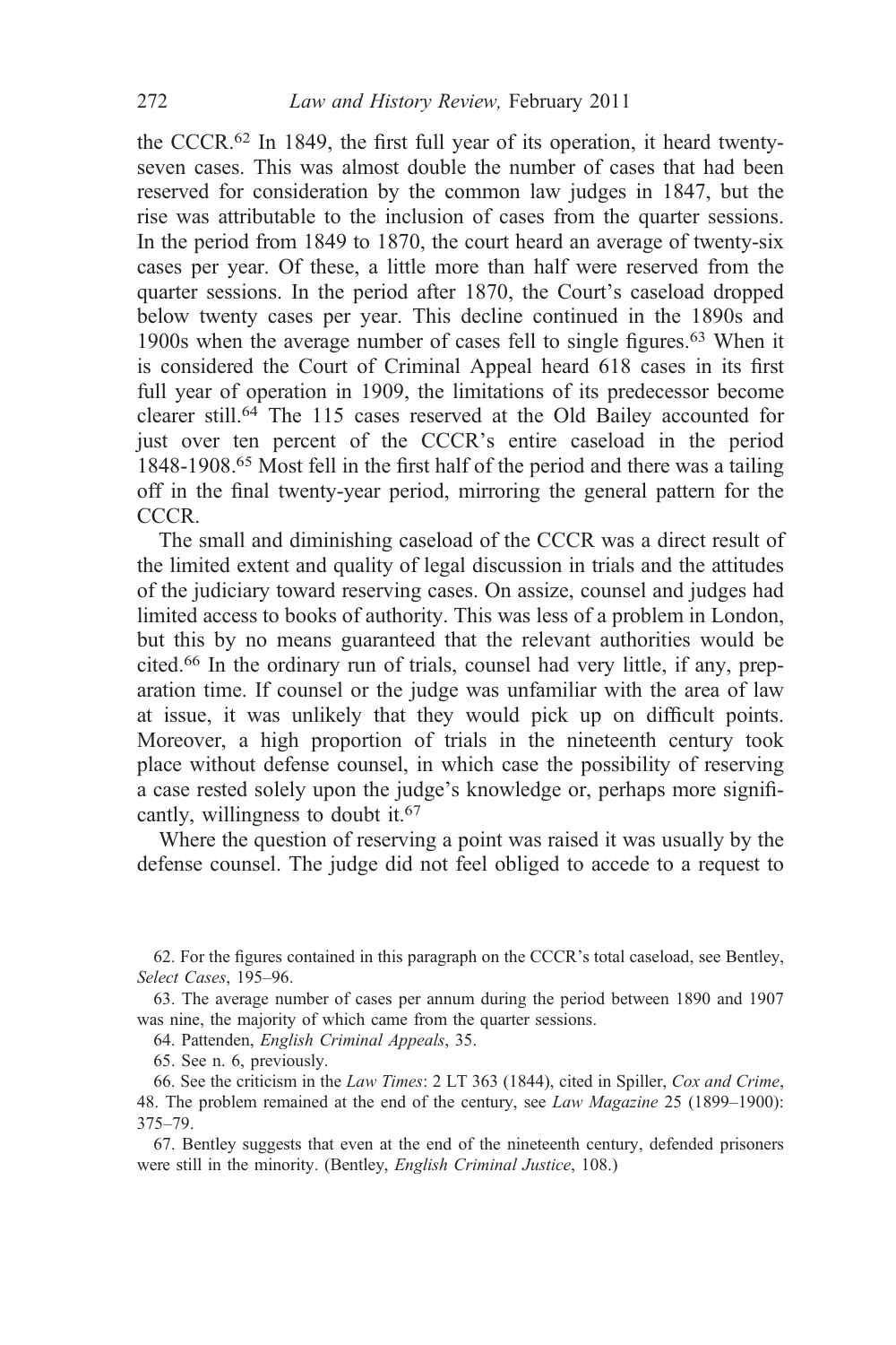the CCCR.[62] In 1849, the first full year of its operation, it heard twenty-seven cases. This was almost double the number of cases that had been reserved for consideration by the common law judges in 1847, but the rise was attributable to the inclusion of cases from the quarter sessions. In the period from 1849 to 1870, the court heard an average of twenty-six cases per year. Of these, a little more than half were reserved from the quarter sessions. In the period after 1870, the Court's caseload dropped below twenty cases per year. This decline continued in the 1890s and 1900s when the average number of cases fell to single figures.[63] When it is considered the Court of Criminal Appeal heard 618 cases in its first full year of operation in 1909, the limitations of its predecessor become clearer still.[64] The 115 cases reserved at the Old Bailey accounted for just over ten percent of the CCCR's entire caseload in the period 1848-1908.[65] Most fell in the first half of the period and there was a tailing off in the final twenty-year period, mirroring the general pattern for the CCCR.

The small and diminishing caseload of the CCCR was a direct result of the limited extent and quality of legal discussion in trials and the attitudes of the judiciary toward reserving cases. On assize, counsel and judges had limited access to books of authority. This was less of a problem in London, but this by no means guaranteed that the relevant authorities would be cited.[66] In the ordinary run of trials, counsel had very little, if any, preparation time. If counsel or the judge was unfamiliar with the area of law at issue, it was unlikely that they would pick up on difficult points. Moreover, a high proportion of trials in the nineteenth century took place without defense counsel, in which case the possibility of reserving a case rested solely upon the judge's knowledge or, perhaps more significantly, willingness to doubt it.[67]

Where the question of reserving a point was raised it was usually by the defense counsel. The judge did not feel obliged to accede to a request to

62. For the figures contained in this paragraph on the CCCR's total caseload, see Bentley, *Select Cases*, 195–96.

63. The average number of cases per annum during the period between 1890 and 1907 was nine, the majority of which came from the quarter sessions.

64. Pattenden, *English Criminal Appeals*, 35.

65. See n. 6, previously.

66. See the criticism in the *Law Times*: 2 LT 363 (1844), cited in Spiller, *Cox and Crime*, 48. The problem remained at the end of the century, see *Law Magazine* 25 (1899–1900): 375–79.

67. Bentley suggests that even at the end of the nineteenth century, defended prisoners were still in the minority. (Bentley, *English Criminal Justice*, 108.)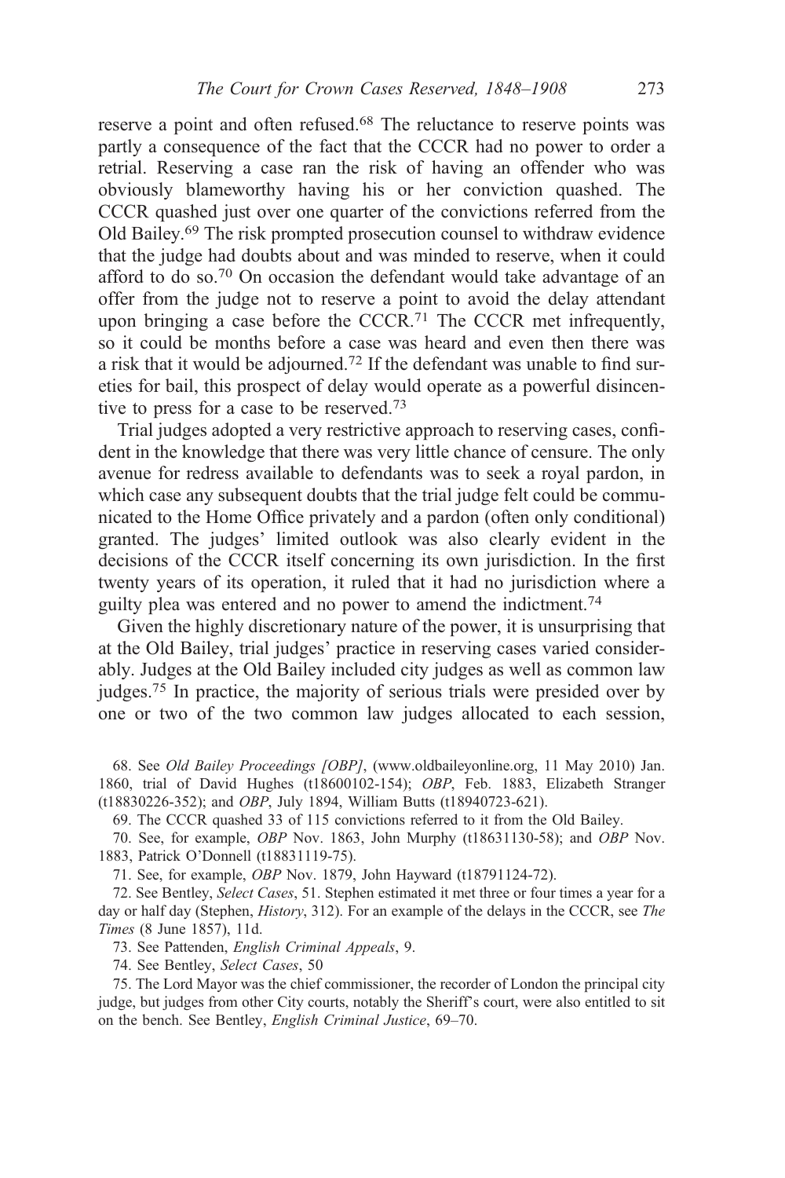reserve a point and often refused.[68] The reluctance to reserve points was partly a consequence of the fact that the CCCR had no power to order a retrial. Reserving a case ran the risk of having an offender who was obviously blameworthy having his or her conviction quashed. The CCCR quashed just over one quarter of the convictions referred from the Old Bailey.[69] The risk prompted prosecution counsel to withdraw evidence that the judge had doubts about and was minded to reserve, when it could afford to do so.[70] On occasion the defendant would take advantage of an offer from the judge not to reserve a point to avoid the delay attendant upon bringing a case before the CCCR.[71] The CCCR met infrequently, so it could be months before a case was heard and even then there was a risk that it would be adjourned.[72] If the defendant was unable to find sureties for bail, this prospect of delay would operate as a powerful disincentive to press for a case to be reserved.[73]

Trial judges adopted a very restrictive approach to reserving cases, confident in the knowledge that there was very little chance of censure. The only avenue for redress available to defendants was to seek a royal pardon, in which case any subsequent doubts that the trial judge felt could be communicated to the Home Office privately and a pardon (often only conditional) granted. The judges' limited outlook was also clearly evident in the decisions of the CCCR itself concerning its own jurisdiction. In the first twenty years of its operation, it ruled that it had no jurisdiction where a guilty plea was entered and no power to amend the indictment.[74]

Given the highly discretionary nature of the power, it is unsurprising that at the Old Bailey, trial judges' practice in reserving cases varied considerably. Judges at the Old Bailey included city judges as well as common law judges.[75] In practice, the majority of serious trials were presided over by one or two of the two common law judges allocated to each session,

68. See *Old Bailey Proceedings [OBP]*, (www.oldbaileyonline.org, 11 May 2010) Jan. 1860, trial of David Hughes (t18600102-154); *OBP*, Feb. 1883, Elizabeth Stranger (t18830226-352); and *OBP*, July 1894, William Butts (t18940723-621).

69. The CCCR quashed 33 of 115 convictions referred to it from the Old Bailey.

70. See, for example, *OBP* Nov. 1863, John Murphy (t18631130-58); and *OBP* Nov. 1883, Patrick O'Donnell (t18831119-75).

71. See, for example, *OBP* Nov. 1879, John Hayward (t18791124-72).

72. See Bentley, *Select Cases*, 51. Stephen estimated it met three or four times a year for a day or half day (Stephen, *History*, 312). For an example of the delays in the CCCR, see *The Times* (8 June 1857), 11d.

73. See Pattenden, *English Criminal Appeals*, 9.

74. See Bentley, *Select Cases*, 50

75. The Lord Mayor was the chief commissioner, the recorder of London the principal city judge, but judges from other City courts, notably the Sheriff's court, were also entitled to sit on the bench. See Bentley, *English Criminal Justice*, 69–70.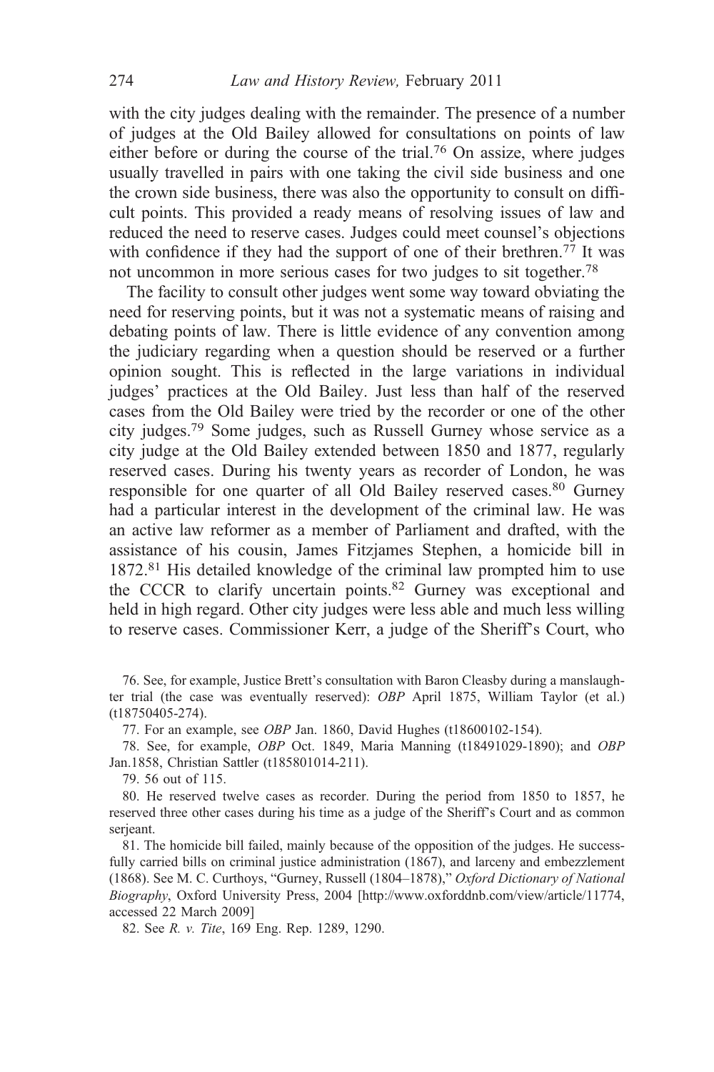with the city judges dealing with the remainder. The presence of a number of judges at the Old Bailey allowed for consultations on points of law either before or during the course of the trial.[76] On assize, where judges usually travelled in pairs with one taking the civil side business and one the crown side business, there was also the opportunity to consult on difficult points. This provided a ready means of resolving issues of law and reduced the need to reserve cases. Judges could meet counsel's objections with confidence if they had the support of one of their brethren.[77] It was not uncommon in more serious cases for two judges to sit together.[78]

The facility to consult other judges went some way toward obviating the need for reserving points, but it was not a systematic means of raising and debating points of law. There is little evidence of any convention among the judiciary regarding when a question should be reserved or a further opinion sought. This is reflected in the large variations in individual judges' practices at the Old Bailey. Just less than half of the reserved cases from the Old Bailey were tried by the recorder or one of the other city judges.[79] Some judges, such as Russell Gurney whose service as a city judge at the Old Bailey extended between 1850 and 1877, regularly reserved cases. During his twenty years as recorder of London, he was responsible for one quarter of all Old Bailey reserved cases.[80] Gurney had a particular interest in the development of the criminal law. He was an active law reformer as a member of Parliament and drafted, with the assistance of his cousin, James Fitzjames Stephen, a homicide bill in 1872.[81] His detailed knowledge of the criminal law prompted him to use the CCCR to clarify uncertain points.[82] Gurney was exceptional and held in high regard. Other city judges were less able and much less willing to reserve cases. Commissioner Kerr, a judge of the Sheriff's Court, who

76. See, for example, Justice Brett's consultation with Baron Cleasby during a manslaughter trial (the case was eventually reserved): *OBP* April 1875, William Taylor (et al.) (t18750405-274).

77. For an example, see *OBP* Jan. 1860, David Hughes (t18600102-154).

78. See, for example, *OBP* Oct. 1849, Maria Manning (t18491029-1890); and *OBP* Jan.1858, Christian Sattler (t185801014-211).

79. 56 out of 115.

80. He reserved twelve cases as recorder. During the period from 1850 to 1857, he reserved three other cases during his time as a judge of the Sheriff's Court and as common serjeant.

81. The homicide bill failed, mainly because of the opposition of the judges. He successfully carried bills on criminal justice administration (1867), and larceny and embezzlement (1868). See M. C. Curthoys, "Gurney, Russell (1804–1878)," *Oxford Dictionary of National Biography*, Oxford University Press, 2004 [http://www.oxforddnb.com/view/article/11774, accessed 22 March 2009]

82. See *R. v. Tite*, 169 Eng. Rep. 1289, 1290.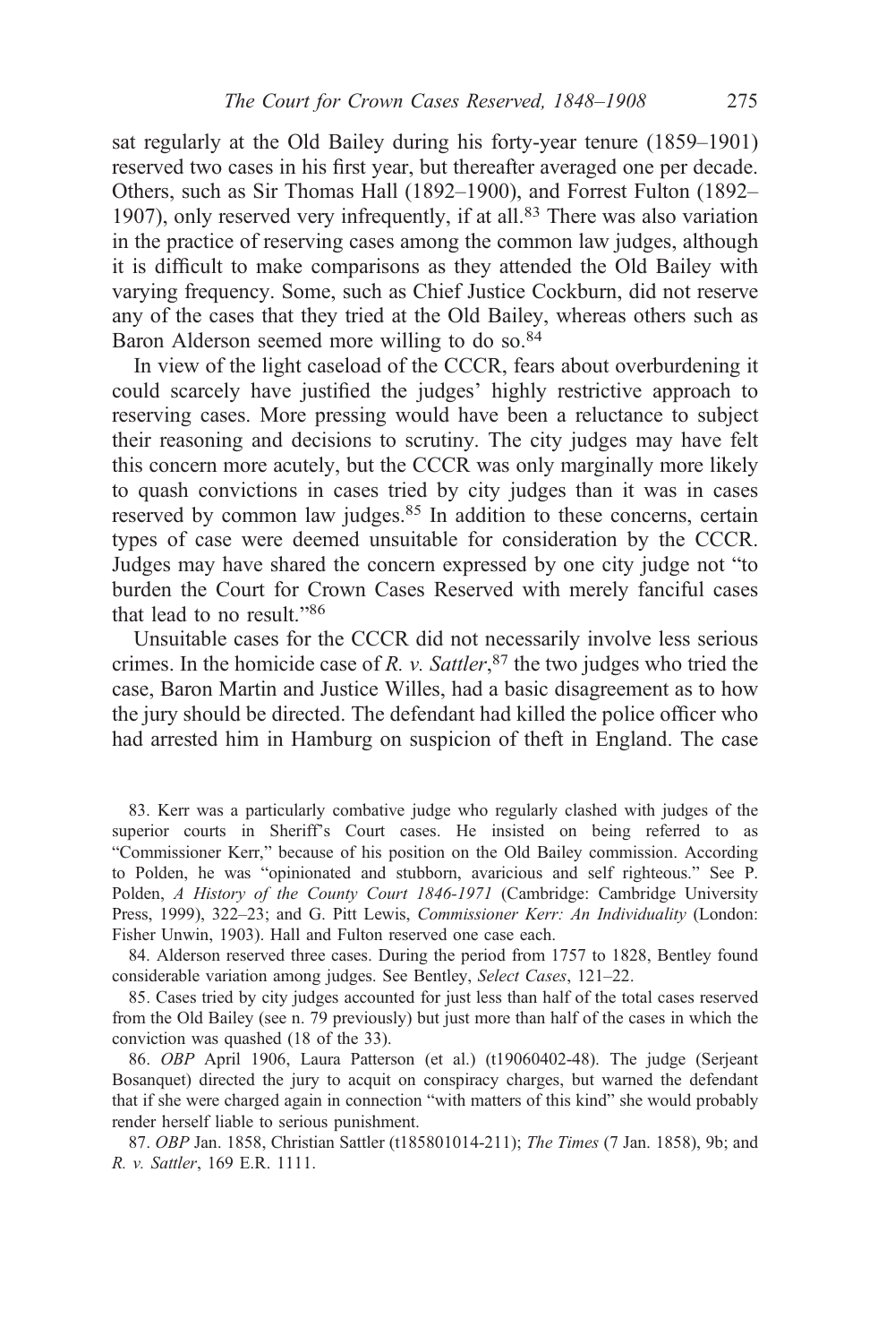sat regularly at the Old Bailey during his forty-year tenure (1859–1901) reserved two cases in his first year, but thereafter averaged one per decade. Others, such as Sir Thomas Hall (1892–1900), and Forrest Fulton (1892–1907), only reserved very infrequently, if at all.[83] There was also variation in the practice of reserving cases among the common law judges, although it is difficult to make comparisons as they attended the Old Bailey with varying frequency. Some, such as Chief Justice Cockburn, did not reserve any of the cases that they tried at the Old Bailey, whereas others such as Baron Alderson seemed more willing to do so.[84]

In view of the light caseload of the CCCR, fears about overburdening it could scarcely have justified the judges' highly restrictive approach to reserving cases. More pressing would have been a reluctance to subject their reasoning and decisions to scrutiny. The city judges may have felt this concern more acutely, but the CCCR was only marginally more likely to quash convictions in cases tried by city judges than it was in cases reserved by common law judges.[85] In addition to these concerns, certain types of case were deemed unsuitable for consideration by the CCCR. Judges may have shared the concern expressed by one city judge not "to burden the Court for Crown Cases Reserved with merely fanciful cases that lead to no result."[86]

Unsuitable cases for the CCCR did not necessarily involve less serious crimes. In the homicide case of *R. v. Sattler*,[87] the two judges who tried the case, Baron Martin and Justice Willes, had a basic disagreement as to how the jury should be directed. The defendant had killed the police officer who had arrested him in Hamburg on suspicion of theft in England. The case

83. Kerr was a particularly combative judge who regularly clashed with judges of the superior courts in Sheriff's Court cases. He insisted on being referred to as "Commissioner Kerr," because of his position on the Old Bailey commission. According to Polden, he was "opinionated and stubborn, avaricious and self righteous." See P. Polden, *A History of the County Court 1846-1971* (Cambridge: Cambridge University Press, 1999), 322–23; and G. Pitt Lewis, *Commissioner Kerr: An Individuality* (London: Fisher Unwin, 1903). Hall and Fulton reserved one case each.

84. Alderson reserved three cases. During the period from 1757 to 1828, Bentley found considerable variation among judges. See Bentley, *Select Cases*, 121–22.

85. Cases tried by city judges accounted for just less than half of the total cases reserved from the Old Bailey (see n. 79 previously) but just more than half of the cases in which the conviction was quashed (18 of the 33).

86. *OBP* April 1906, Laura Patterson (et al.) (t19060402-48). The judge (Serjeant Bosanquet) directed the jury to acquit on conspiracy charges, but warned the defendant that if she were charged again in connection "with matters of this kind" she would probably render herself liable to serious punishment.

87. *OBP* Jan. 1858, Christian Sattler (t185801014-211); *The Times* (7 Jan. 1858), 9b; and *R. v. Sattler*, 169 E.R. 1111.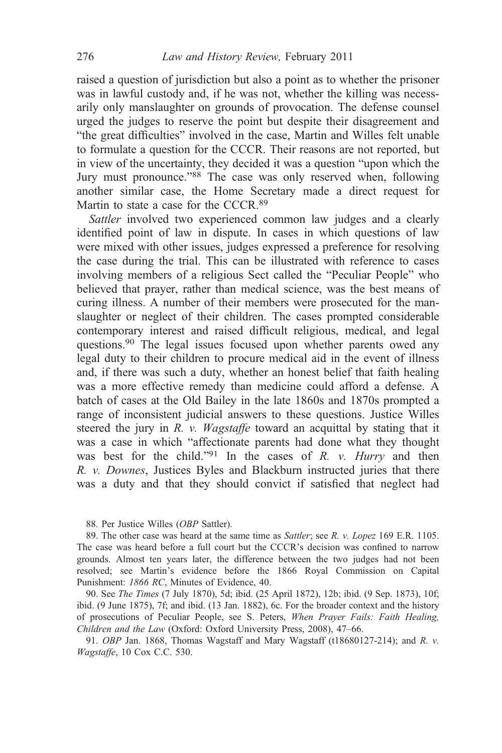raised a question of jurisdiction but also a point as to whether the prisoner was in lawful custody and, if he was not, whether the killing was necessarily only manslaughter on grounds of provocation. The defense counsel urged the judges to reserve the point but despite their disagreement and "the great difficulties" involved in the case, Martin and Willes felt unable to formulate a question for the CCCR. Their reasons are not reported, but in view of the uncertainty, they decided it was a question "upon which the Jury must pronounce."[88] The case was only reserved when, following another similar case, the Home Secretary made a direct request for Martin to state a case for the CCCR.[89]

*Sattler* involved two experienced common law judges and a clearly identified point of law in dispute. In cases in which questions of law were mixed with other issues, judges expressed a preference for resolving the case during the trial. This can be illustrated with reference to cases involving members of a religious Sect called the "Peculiar People" who believed that prayer, rather than medical science, was the best means of curing illness. A number of their members were prosecuted for the manslaughter or neglect of their children. The cases prompted considerable contemporary interest and raised difficult religious, medical, and legal questions.[90] The legal issues focused upon whether parents owed any legal duty to their children to procure medical aid in the event of illness and, if there was such a duty, whether an honest belief that faith healing was a more effective remedy than medicine could afford a defense. A batch of cases at the Old Bailey in the late 1860s and 1870s prompted a range of inconsistent judicial answers to these questions. Justice Willes steered the jury in *R. v. Wagstaffe* toward an acquittal by stating that it was a case in which "affectionate parents had done what they thought was best for the child."[91] In the cases of *R. v. Hurry* and then *R. v. Downes*, Justices Byles and Blackburn instructed juries that there was a duty and that they should convict if satisfied that neglect had

88. Per Justice Willes (*OBP* Sattler).

89. The other case was heard at the same time as *Sattler*; see *R. v. Lopez* 169 E.R. 1105. The case was heard before a full court but the CCCR's decision was confined to narrow grounds. Almost ten years later, the difference between the two judges had not been resolved; see Martin's evidence before the 1866 Royal Commission on Capital Punishment: *1866 RC*, Minutes of Evidence, 40.

90. See *The Times* (7 July 1870), 5d; ibid. (25 April 1872), 12b; ibid. (9 Sep. 1873), 10f; ibid. (9 June 1875), 7f; and ibid. (13 Jan. 1882), 6c. For the broader context and the history of prosecutions of Peculiar People, see S. Peters, *When Prayer Fails: Faith Healing, Children and the Law* (Oxford: Oxford University Press, 2008), 47–66.

91. *OBP* Jan. 1868, Thomas Wagstaff and Mary Wagstaff (t18680127-214); and *R. v. Wagstaffe*, 10 Cox C.C. 530.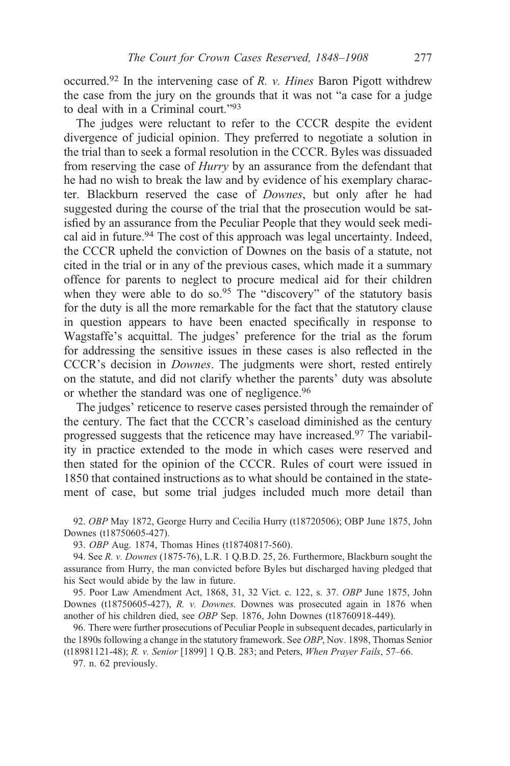occurred.[92] In the intervening case of *R. v. Hines* Baron Pigott withdrew the case from the jury on the grounds that it was not "a case for a judge to deal with in a Criminal court."[93]

The judges were reluctant to refer to the CCCR despite the evident divergence of judicial opinion. They preferred to negotiate a solution in the trial than to seek a formal resolution in the CCCR. Byles was dissuaded from reserving the case of *Hurry* by an assurance from the defendant that he had no wish to break the law and by evidence of his exemplary character. Blackburn reserved the case of *Downes*, but only after he had suggested during the course of the trial that the prosecution would be satisfied by an assurance from the Peculiar People that they would seek medical aid in future.[94] The cost of this approach was legal uncertainty. Indeed, the CCCR upheld the conviction of Downes on the basis of a statute, not cited in the trial or in any of the previous cases, which made it a summary offence for parents to neglect to procure medical aid for their children when they were able to do so.[95] The "discovery" of the statutory basis for the duty is all the more remarkable for the fact that the statutory clause in question appears to have been enacted specifically in response to Wagstaffe's acquittal. The judges' preference for the trial as the forum for addressing the sensitive issues in these cases is also reflected in the CCCR's decision in *Downes*. The judgments were short, rested entirely on the statute, and did not clarify whether the parents' duty was absolute or whether the standard was one of negligence.[96]

The judges' reticence to reserve cases persisted through the remainder of the century. The fact that the CCCR's caseload diminished as the century progressed suggests that the reticence may have increased.[97] The variability in practice extended to the mode in which cases were reserved and then stated for the opinion of the CCCR. Rules of court were issued in 1850 that contained instructions as to what should be contained in the statement of case, but some trial judges included much more detail than

92. *OBP* May 1872, George Hurry and Cecilia Hurry (t18720506); OBP June 1875, John Downes (t18750605-427).

93. *OBP* Aug. 1874, Thomas Hines (t18740817-560).

94. See *R. v. Downes* (1875-76), L.R. 1 Q.B.D. 25, 26. Furthermore, Blackburn sought the assurance from Hurry, the man convicted before Byles but discharged having pledged that his Sect would abide by the law in future.

95. Poor Law Amendment Act, 1868, 31, 32 Vict. c. 122, s. 37. *OBP* June 1875, John Downes (t18750605-427), *R. v. Downes*. Downes was prosecuted again in 1876 when another of his children died, see *OBP* Sep. 1876, John Downes (t18760918-449).

96. There were further prosecutions of Peculiar People in subsequent decades, particularly in the 1890s following a change in the statutory framework. See *OBP*, Nov. 1898, Thomas Senior (t18981121-48); *R. v. Senior* [1899] 1 Q.B. 283; and Peters, *When Prayer Fails*, 57–66.

97. n. 62 previously.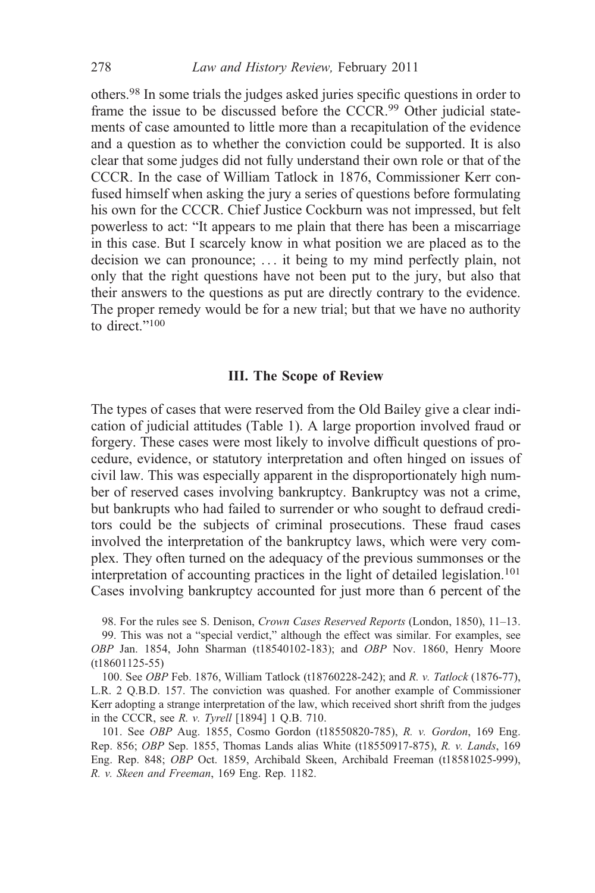others.[98] In some trials the judges asked juries specific questions in order to frame the issue to be discussed before the CCCR.[99] Other judicial statements of case amounted to little more than a recapitulation of the evidence and a question as to whether the conviction could be supported. It is also clear that some judges did not fully understand their own role or that of the CCCR. In the case of William Tatlock in 1876, Commissioner Kerr confused himself when asking the jury a series of questions before formulating his own for the CCCR. Chief Justice Cockburn was not impressed, but felt powerless to act: "It appears to me plain that there has been a miscarriage in this case. But I scarcely know in what position we are placed as to the decision we can pronounce; … it being to my mind perfectly plain, not only that the right questions have not been put to the jury, but also that their answers to the questions as put are directly contrary to the evidence. The proper remedy would be for a new trial; but that we have no authority to direct."[100]

## III. The Scope of Review

The types of cases that were reserved from the Old Bailey give a clear indication of judicial attitudes (Table 1). A large proportion involved fraud or forgery. These cases were most likely to involve difficult questions of procedure, evidence, or statutory interpretation and often hinged on issues of civil law. This was especially apparent in the disproportionately high number of reserved cases involving bankruptcy. Bankruptcy was not a crime, but bankrupts who had failed to surrender or who sought to defraud creditors could be the subjects of criminal prosecutions. These fraud cases involved the interpretation of the bankruptcy laws, which were very complex. They often turned on the adequacy of the previous summonses or the interpretation of accounting practices in the light of detailed legislation.[101] Cases involving bankruptcy accounted for just more than 6 percent of the

98. For the rules see S. Denison, *Crown Cases Reserved Reports* (London, 1850), 11–13.

99. This was not a "special verdict," although the effect was similar. For examples, see *OBP* Jan. 1854, John Sharman (t18540102-183); and *OBP* Nov. 1860, Henry Moore (t18601125-55)

100. See *OBP* Feb. 1876, William Tatlock (t18760228-242); and *R. v. Tatlock* (1876-77), L.R. 2 Q.B.D. 157. The conviction was quashed. For another example of Commissioner Kerr adopting a strange interpretation of the law, which received short shrift from the judges in the CCCR, see *R. v. Tyrell* [1894] 1 Q.B. 710.

101. See *OBP* Aug. 1855, Cosmo Gordon (t18550820-785), *R. v. Gordon*, 169 Eng. Rep. 856; *OBP* Sep. 1855, Thomas Lands alias White (t18550917-875), *R. v. Lands*, 169 Eng. Rep. 848; *OBP* Oct. 1859, Archibald Skeen, Archibald Freeman (t18581025-999), *R. v. Skeen and Freeman*, 169 Eng. Rep. 1182.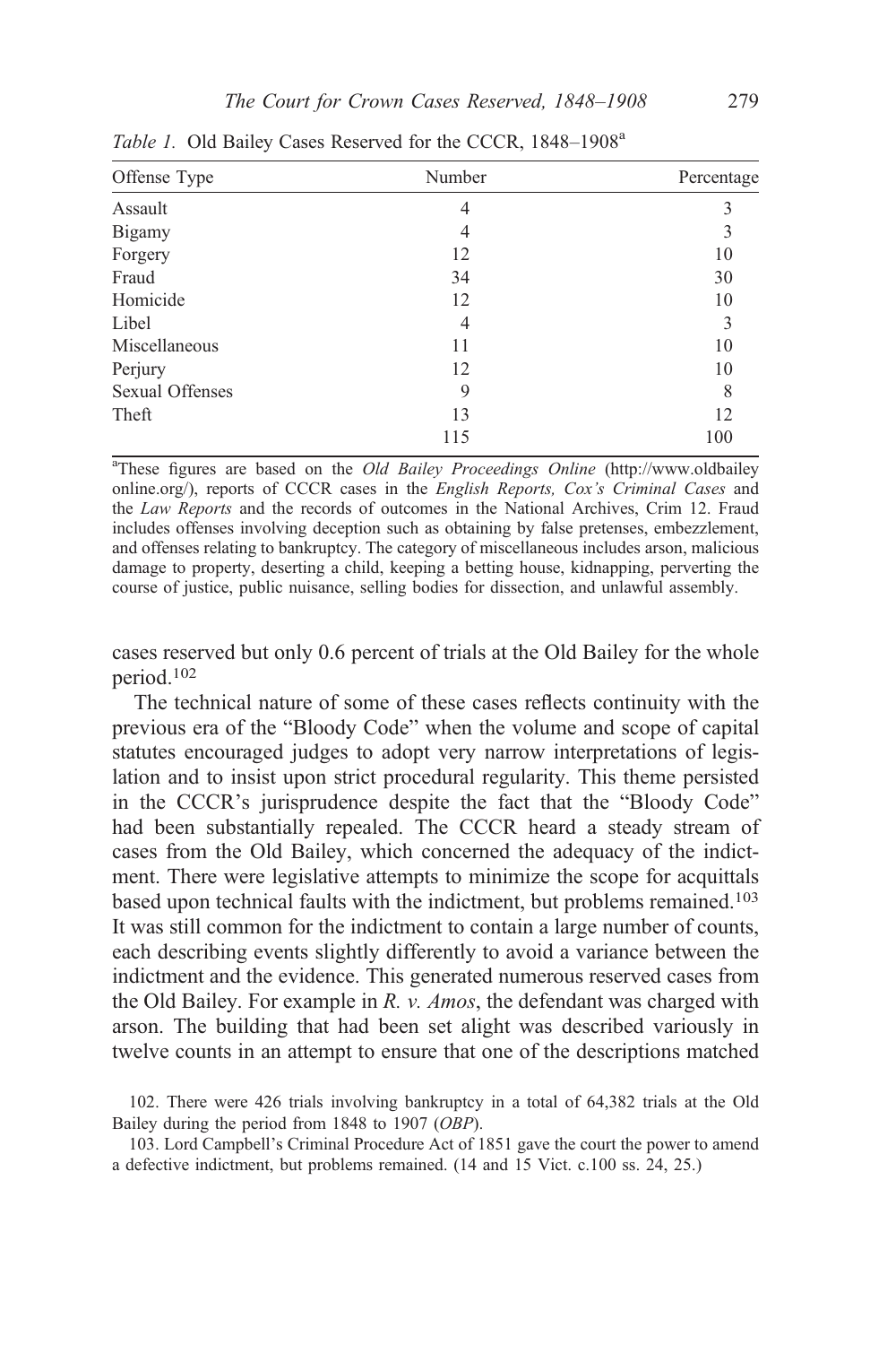*Table 1.* Old Bailey Cases Reserved for the CCCR, 1848–1908[a]

| Offense Type | Number | Percentage |
|---|---|---|
| Assault | 4 | 3 |
| Bigamy | 4 | 3 |
| Forgery | 12 | 10 |
| Fraud | 34 | 30 |
| Homicide | 12 | 10 |
| Libel | 4 | 3 |
| Miscellaneous | 11 | 10 |
| Perjury | 12 | 10 |
| Sexual Offenses | 9 | 8 |
| Theft | 13 | 12 |
| | 115 | 100 |

[a]These figures are based on the *Old Bailey Proceedings Online* (http://www.oldbaileyonline.org/), reports of CCCR cases in the *English Reports, Cox's Criminal Cases* and the *Law Reports* and the records of outcomes in the National Archives, Crim 12. Fraud includes offenses involving deception such as obtaining by false pretenses, embezzlement, and offenses relating to bankruptcy. The category of miscellaneous includes arson, malicious damage to property, deserting a child, keeping a betting house, kidnapping, perverting the course of justice, public nuisance, selling bodies for dissection, and unlawful assembly.

cases reserved but only 0.6 percent of trials at the Old Bailey for the whole period.[102]

The technical nature of some of these cases reflects continuity with the previous era of the "Bloody Code" when the volume and scope of capital statutes encouraged judges to adopt very narrow interpretations of legislation and to insist upon strict procedural regularity. This theme persisted in the CCCR's jurisprudence despite the fact that the "Bloody Code" had been substantially repealed. The CCCR heard a steady stream of cases from the Old Bailey, which concerned the adequacy of the indictment. There were legislative attempts to minimize the scope for acquittals based upon technical faults with the indictment, but problems remained.[103] It was still common for the indictment to contain a large number of counts, each describing events slightly differently to avoid a variance between the indictment and the evidence. This generated numerous reserved cases from the Old Bailey. For example in *R. v. Amos*, the defendant was charged with arson. The building that had been set alight was described variously in twelve counts in an attempt to ensure that one of the descriptions matched

102. There were 426 trials involving bankruptcy in a total of 64,382 trials at the Old Bailey during the period from 1848 to 1907 (*OBP*).

103. Lord Campbell's Criminal Procedure Act of 1851 gave the court the power to amend a defective indictment, but problems remained. (14 and 15 Vict. c.100 ss. 24, 25.)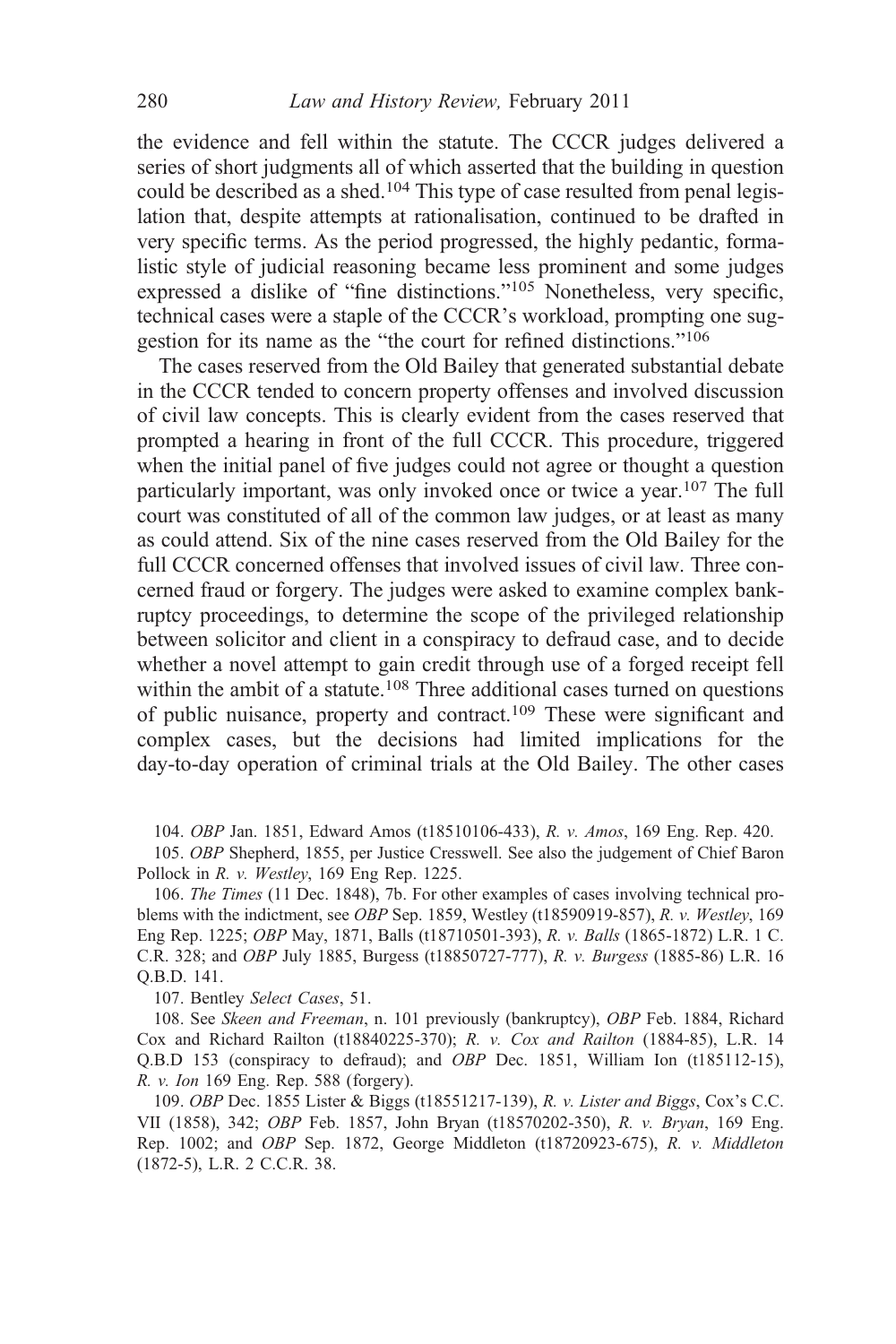the evidence and fell within the statute. The CCCR judges delivered a series of short judgments all of which asserted that the building in question could be described as a shed.[104] This type of case resulted from penal legislation that, despite attempts at rationalisation, continued to be drafted in very specific terms. As the period progressed, the highly pedantic, formalistic style of judicial reasoning became less prominent and some judges expressed a dislike of "fine distinctions."[105] Nonetheless, very specific, technical cases were a staple of the CCCR's workload, prompting one suggestion for its name as the "the court for refined distinctions."[106]

The cases reserved from the Old Bailey that generated substantial debate in the CCCR tended to concern property offenses and involved discussion of civil law concepts. This is clearly evident from the cases reserved that prompted a hearing in front of the full CCCR. This procedure, triggered when the initial panel of five judges could not agree or thought a question particularly important, was only invoked once or twice a year.[107] The full court was constituted of all of the common law judges, or at least as many as could attend. Six of the nine cases reserved from the Old Bailey for the full CCCR concerned offenses that involved issues of civil law. Three concerned fraud or forgery. The judges were asked to examine complex bankruptcy proceedings, to determine the scope of the privileged relationship between solicitor and client in a conspiracy to defraud case, and to decide whether a novel attempt to gain credit through use of a forged receipt fell within the ambit of a statute.[108] Three additional cases turned on questions of public nuisance, property and contract.[109] These were significant and complex cases, but the decisions had limited implications for the day-to-day operation of criminal trials at the Old Bailey. The other cases

104. *OBP* Jan. 1851, Edward Amos (t18510106-433), *R. v. Amos*, 169 Eng. Rep. 420.

105. *OBP* Shepherd, 1855, per Justice Cresswell. See also the judgement of Chief Baron Pollock in *R. v. Westley*, 169 Eng Rep. 1225.

106. *The Times* (11 Dec. 1848), 7b. For other examples of cases involving technical problems with the indictment, see *OBP* Sep. 1859, Westley (t18590919-857), *R. v. Westley*, 169 Eng Rep. 1225; *OBP* May, 1871, Balls (t18710501-393), *R. v. Balls* (1865-1872) L.R. 1 C. C.R. 328; and *OBP* July 1885, Burgess (t18850727-777), *R. v. Burgess* (1885-86) L.R. 16 Q.B.D. 141.

107. Bentley *Select Cases*, 51.

108. See *Skeen and Freeman*, n. 101 previously (bankruptcy), *OBP* Feb. 1884, Richard Cox and Richard Railton (t18840225-370); *R. v. Cox and Railton* (1884-85), L.R. 14 Q.B.D 153 (conspiracy to defraud); and *OBP* Dec. 1851, William Ion (t185112-15), *R. v. Ion* 169 Eng. Rep. 588 (forgery).

109. *OBP* Dec. 1855 Lister & Biggs (t18551217-139), *R. v. Lister and Biggs*, Cox's C.C. VII (1858), 342; *OBP* Feb. 1857, John Bryan (t18570202-350), *R. v. Bryan*, 169 Eng. Rep. 1002; and *OBP* Sep. 1872, George Middleton (t18720923-675), *R. v. Middleton* (1872-5), L.R. 2 C.C.R. 38.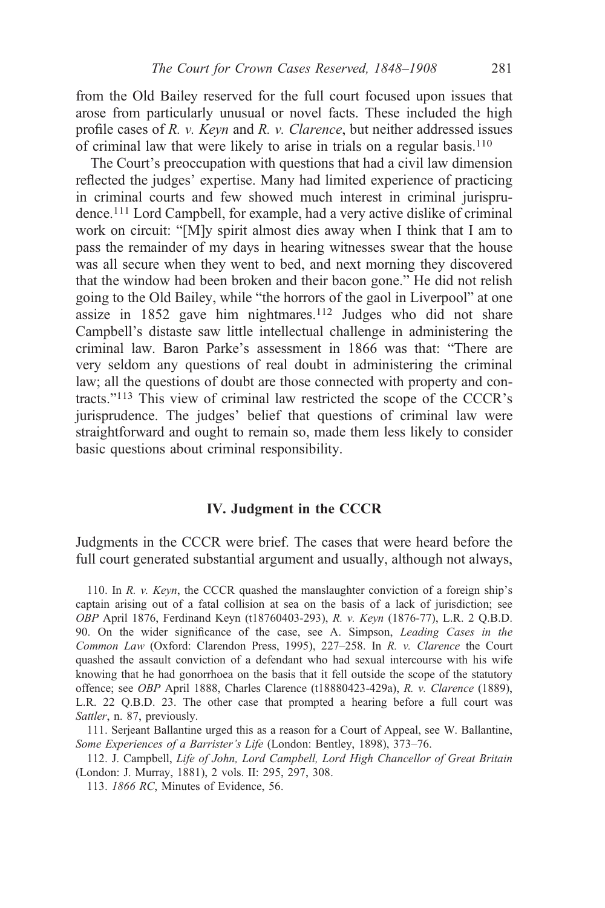from the Old Bailey reserved for the full court focused upon issues that arose from particularly unusual or novel facts. These included the high profile cases of *R. v. Keyn* and *R. v. Clarence*, but neither addressed issues of criminal law that were likely to arise in trials on a regular basis.[110]

The Court's preoccupation with questions that had a civil law dimension reflected the judges' expertise. Many had limited experience of practicing in criminal courts and few showed much interest in criminal jurisprudence.[111] Lord Campbell, for example, had a very active dislike of criminal work on circuit: "[M]y spirit almost dies away when I think that I am to pass the remainder of my days in hearing witnesses swear that the house was all secure when they went to bed, and next morning they discovered that the window had been broken and their bacon gone." He did not relish going to the Old Bailey, while "the horrors of the gaol in Liverpool" at one assize in 1852 gave him nightmares.[112] Judges who did not share Campbell's distaste saw little intellectual challenge in administering the criminal law. Baron Parke's assessment in 1866 was that: "There are very seldom any questions of real doubt in administering the criminal law; all the questions of doubt are those connected with property and contracts."[113] This view of criminal law restricted the scope of the CCCR's jurisprudence. The judges' belief that questions of criminal law were straightforward and ought to remain so, made them less likely to consider basic questions about criminal responsibility.

## IV. Judgment in the CCCR

Judgments in the CCCR were brief. The cases that were heard before the full court generated substantial argument and usually, although not always,

110. In *R. v. Keyn*, the CCCR quashed the manslaughter conviction of a foreign ship's captain arising out of a fatal collision at sea on the basis of a lack of jurisdiction; see *OBP* April 1876, Ferdinand Keyn (t18760403-293), *R. v. Keyn* (1876-77), L.R. 2 Q.B.D. 90. On the wider significance of the case, see A. Simpson, *Leading Cases in the Common Law* (Oxford: Clarendon Press, 1995), 227–258. In *R. v. Clarence* the Court quashed the assault conviction of a defendant who had sexual intercourse with his wife knowing that he had gonorrhoea on the basis that it fell outside the scope of the statutory offence; see *OBP* April 1888, Charles Clarence (t18880423-429a), *R. v. Clarence* (1889), L.R. 22 Q.B.D. 23. The other case that prompted a hearing before a full court was *Sattler*, n. 87, previously.

111. Serjeant Ballantine urged this as a reason for a Court of Appeal, see W. Ballantine, *Some Experiences of a Barrister's Life* (London: Bentley, 1898), 373–76.

112. J. Campbell, *Life of John, Lord Campbell, Lord High Chancellor of Great Britain* (London: J. Murray, 1881), 2 vols. II: 295, 297, 308.

113. *1866 RC*, Minutes of Evidence, 56.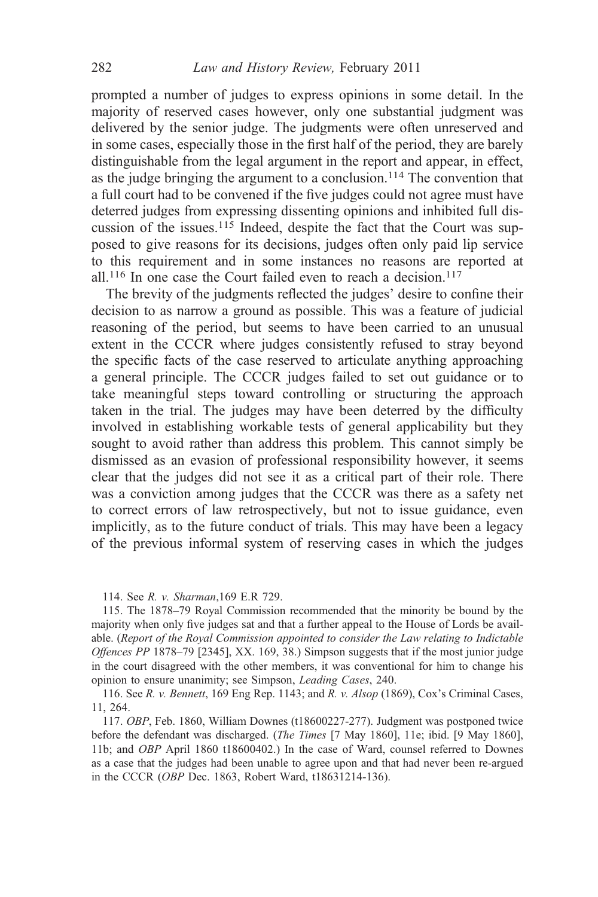prompted a number of judges to express opinions in some detail. In the majority of reserved cases however, only one substantial judgment was delivered by the senior judge. The judgments were often unreserved and in some cases, especially those in the first half of the period, they are barely distinguishable from the legal argument in the report and appear, in effect, as the judge bringing the argument to a conclusion.[114] The convention that a full court had to be convened if the five judges could not agree must have deterred judges from expressing dissenting opinions and inhibited full discussion of the issues.[115] Indeed, despite the fact that the Court was supposed to give reasons for its decisions, judges often only paid lip service to this requirement and in some instances no reasons are reported at all.[116] In one case the Court failed even to reach a decision.[117]

The brevity of the judgments reflected the judges' desire to confine their decision to as narrow a ground as possible. This was a feature of judicial reasoning of the period, but seems to have been carried to an unusual extent in the CCCR where judges consistently refused to stray beyond the specific facts of the case reserved to articulate anything approaching a general principle. The CCCR judges failed to set out guidance or to take meaningful steps toward controlling or structuring the approach taken in the trial. The judges may have been deterred by the difficulty involved in establishing workable tests of general applicability but they sought to avoid rather than address this problem. This cannot simply be dismissed as an evasion of professional responsibility however, it seems clear that the judges did not see it as a critical part of their role. There was a conviction among judges that the CCCR was there as a safety net to correct errors of law retrospectively, but not to issue guidance, even implicitly, as to the future conduct of trials. This may have been a legacy of the previous informal system of reserving cases in which the judges

114. See *R. v. Sharman*,169 E.R 729.

115. The 1878–79 Royal Commission recommended that the minority be bound by the majority when only five judges sat and that a further appeal to the House of Lords be available. (*Report of the Royal Commission appointed to consider the Law relating to Indictable Offences PP* 1878–79 [2345], XX. 169, 38.) Simpson suggests that if the most junior judge in the court disagreed with the other members, it was conventional for him to change his opinion to ensure unanimity; see Simpson, *Leading Cases*, 240.

116. See *R. v. Bennett*, 169 Eng Rep. 1143; and *R. v. Alsop* (1869), Cox's Criminal Cases, 11, 264.

117. *OBP*, Feb. 1860, William Downes (t18600227-277). Judgment was postponed twice before the defendant was discharged. (*The Times* [7 May 1860], 11e; ibid. [9 May 1860], 11b; and *OBP* April 1860 t18600402.) In the case of Ward, counsel referred to Downes as a case that the judges had been unable to agree upon and that had never been re-argued in the CCCR (*OBP* Dec. 1863, Robert Ward, t18631214-136).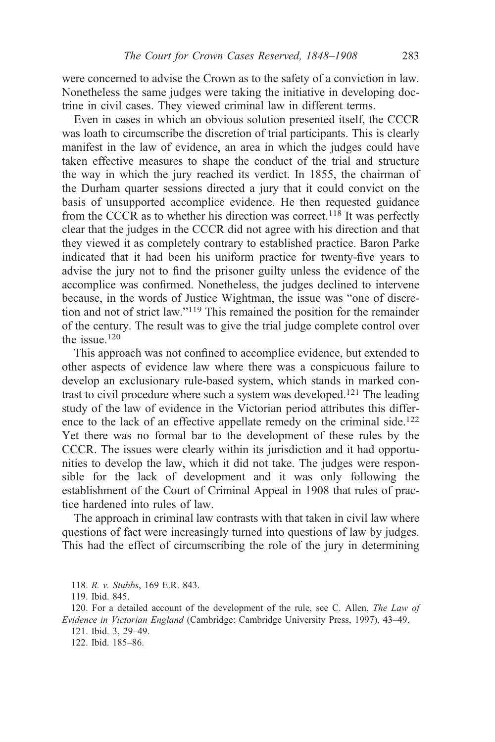were concerned to advise the Crown as to the safety of a conviction in law. Nonetheless the same judges were taking the initiative in developing doctrine in civil cases. They viewed criminal law in different terms.

Even in cases in which an obvious solution presented itself, the CCCR was loath to circumscribe the discretion of trial participants. This is clearly manifest in the law of evidence, an area in which the judges could have taken effective measures to shape the conduct of the trial and structure the way in which the jury reached its verdict. In 1855, the chairman of the Durham quarter sessions directed a jury that it could convict on the basis of unsupported accomplice evidence. He then requested guidance from the CCCR as to whether his direction was correct.[118] It was perfectly clear that the judges in the CCCR did not agree with his direction and that they viewed it as completely contrary to established practice. Baron Parke indicated that it had been his uniform practice for twenty-five years to advise the jury not to find the prisoner guilty unless the evidence of the accomplice was confirmed. Nonetheless, the judges declined to intervene because, in the words of Justice Wightman, the issue was "one of discretion and not of strict law."[119] This remained the position for the remainder of the century. The result was to give the trial judge complete control over the issue.[120]

This approach was not confined to accomplice evidence, but extended to other aspects of evidence law where there was a conspicuous failure to develop an exclusionary rule-based system, which stands in marked contrast to civil procedure where such a system was developed.[121] The leading study of the law of evidence in the Victorian period attributes this difference to the lack of an effective appellate remedy on the criminal side.[122] Yet there was no formal bar to the development of these rules by the CCCR. The issues were clearly within its jurisdiction and it had opportunities to develop the law, which it did not take. The judges were responsible for the lack of development and it was only following the establishment of the Court of Criminal Appeal in 1908 that rules of practice hardened into rules of law.

The approach in criminal law contrasts with that taken in civil law where questions of fact were increasingly turned into questions of law by judges. This had the effect of circumscribing the role of the jury in determining

118. *R. v. Stubbs*, 169 E.R. 843.

119. Ibid. 845.

120. For a detailed account of the development of the rule, see C. Allen, *The Law of Evidence in Victorian England* (Cambridge: Cambridge University Press, 1997), 43–49.

121. Ibid. 3, 29–49.

122. Ibid. 185–86.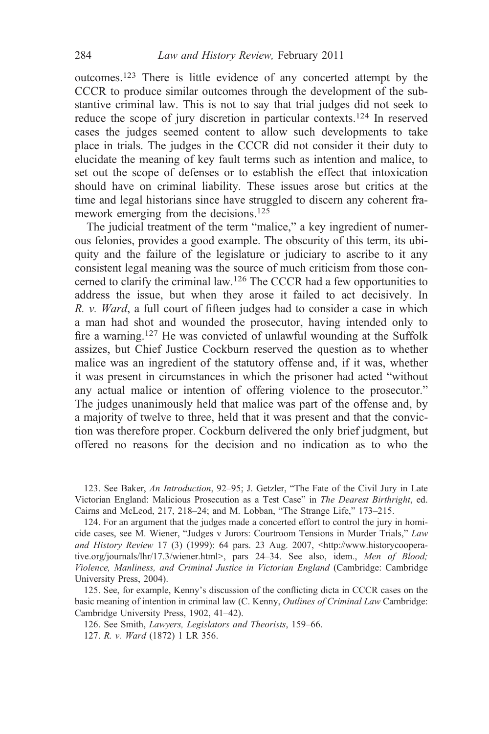outcomes.[123] There is little evidence of any concerted attempt by the CCCR to produce similar outcomes through the development of the substantive criminal law. This is not to say that trial judges did not seek to reduce the scope of jury discretion in particular contexts.[124] In reserved cases the judges seemed content to allow such developments to take place in trials. The judges in the CCCR did not consider it their duty to elucidate the meaning of key fault terms such as intention and malice, to set out the scope of defenses or to establish the effect that intoxication should have on criminal liability. These issues arose but critics at the time and legal historians since have struggled to discern any coherent framework emerging from the decisions.[125]

The judicial treatment of the term "malice," a key ingredient of numerous felonies, provides a good example. The obscurity of this term, its ubiquity and the failure of the legislature or judiciary to ascribe to it any consistent legal meaning was the source of much criticism from those concerned to clarify the criminal law.[126] The CCCR had a few opportunities to address the issue, but when they arose it failed to act decisively. In *R. v. Ward*, a full court of fifteen judges had to consider a case in which a man had shot and wounded the prosecutor, having intended only to fire a warning.[127] He was convicted of unlawful wounding at the Suffolk assizes, but Chief Justice Cockburn reserved the question as to whether malice was an ingredient of the statutory offense and, if it was, whether it was present in circumstances in which the prisoner had acted "without any actual malice or intention of offering violence to the prosecutor." The judges unanimously held that malice was part of the offense and, by a majority of twelve to three, held that it was present and that the conviction was therefore proper. Cockburn delivered the only brief judgment, but offered no reasons for the decision and no indication as to who the

123. See Baker, *An Introduction*, 92–95; J. Getzler, "The Fate of the Civil Jury in Late Victorian England: Malicious Prosecution as a Test Case" in *The Dearest Birthright*, ed. Cairns and McLeod, 217, 218–24; and M. Lobban, "The Strange Life," 173–215.

124. For an argument that the judges made a concerted effort to control the jury in homicide cases, see M. Wiener, "Judges v Jurors: Courtroom Tensions in Murder Trials," *Law and History Review* 17 (3) (1999): 64 pars. 23 Aug. 2007, <http://www.historycooperative.org/journals/lhr/17.3/wiener.html>, pars 24–34. See also, idem., *Men of Blood; Violence, Manliness, and Criminal Justice in Victorian England* (Cambridge: Cambridge University Press, 2004).

125. See, for example, Kenny's discussion of the conflicting dicta in CCCR cases on the basic meaning of intention in criminal law (C. Kenny, *Outlines of Criminal Law* Cambridge: Cambridge University Press, 1902, 41–42).

126. See Smith, *Lawyers, Legislators and Theorists*, 159–66.

127. *R. v. Ward* (1872) 1 LR 356.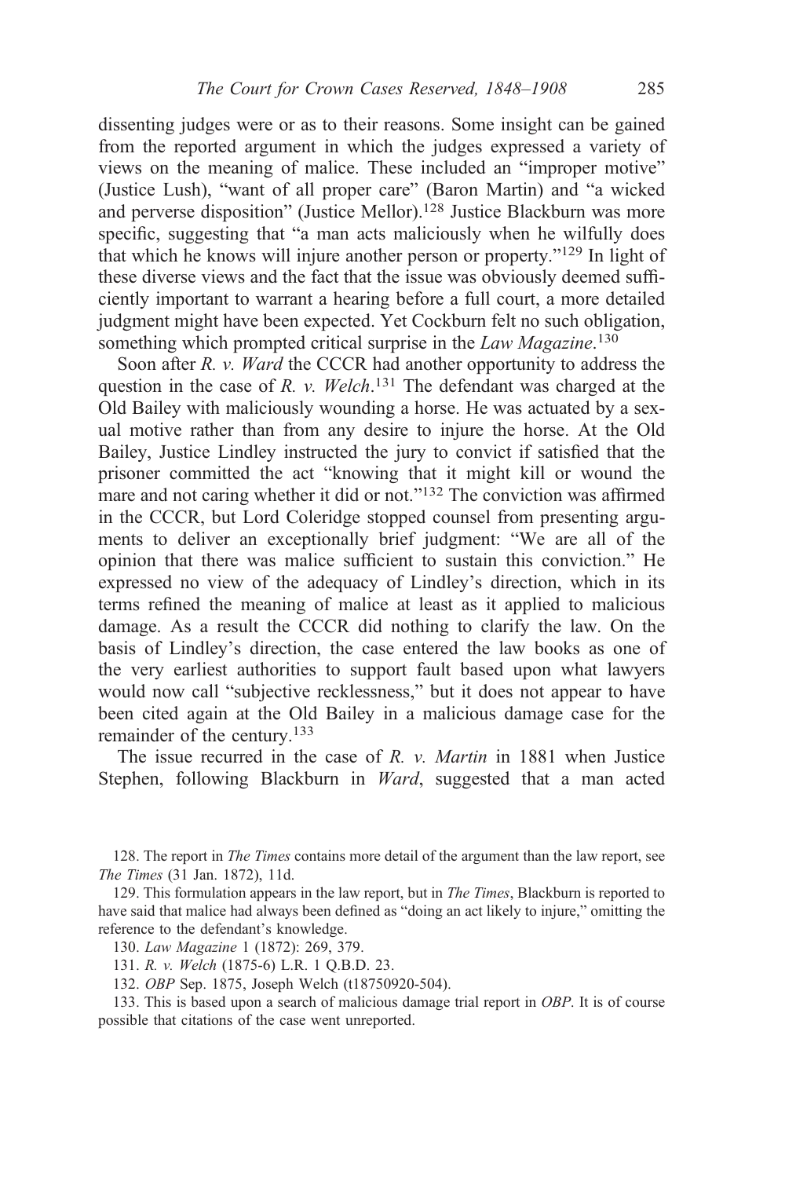dissenting judges were or as to their reasons. Some insight can be gained from the reported argument in which the judges expressed a variety of views on the meaning of malice. These included an "improper motive" (Justice Lush), "want of all proper care" (Baron Martin) and "a wicked and perverse disposition" (Justice Mellor).[128] Justice Blackburn was more specific, suggesting that "a man acts maliciously when he wilfully does that which he knows will injure another person or property."[129] In light of these diverse views and the fact that the issue was obviously deemed sufficiently important to warrant a hearing before a full court, a more detailed judgment might have been expected. Yet Cockburn felt no such obligation, something which prompted critical surprise in the *Law Magazine*.[130]

Soon after *R. v. Ward* the CCCR had another opportunity to address the question in the case of *R. v. Welch*.[131] The defendant was charged at the Old Bailey with maliciously wounding a horse. He was actuated by a sexual motive rather than from any desire to injure the horse. At the Old Bailey, Justice Lindley instructed the jury to convict if satisfied that the prisoner committed the act "knowing that it might kill or wound the mare and not caring whether it did or not."[132] The conviction was affirmed in the CCCR, but Lord Coleridge stopped counsel from presenting arguments to deliver an exceptionally brief judgment: "We are all of the opinion that there was malice sufficient to sustain this conviction." He expressed no view of the adequacy of Lindley's direction, which in its terms refined the meaning of malice at least as it applied to malicious damage. As a result the CCCR did nothing to clarify the law. On the basis of Lindley's direction, the case entered the law books as one of the very earliest authorities to support fault based upon what lawyers would now call "subjective recklessness," but it does not appear to have been cited again at the Old Bailey in a malicious damage case for the remainder of the century.[133]

The issue recurred in the case of *R. v. Martin* in 1881 when Justice Stephen, following Blackburn in *Ward*, suggested that a man acted

128. The report in *The Times* contains more detail of the argument than the law report, see *The Times* (31 Jan. 1872), 11d.

129. This formulation appears in the law report, but in *The Times*, Blackburn is reported to have said that malice had always been defined as "doing an act likely to injure," omitting the reference to the defendant's knowledge.

130. *Law Magazine* 1 (1872): 269, 379.

131. *R. v. Welch* (1875-6) L.R. 1 Q.B.D. 23.

132. *OBP* Sep. 1875, Joseph Welch (t18750920-504).

133. This is based upon a search of malicious damage trial report in *OBP*. It is of course possible that citations of the case went unreported.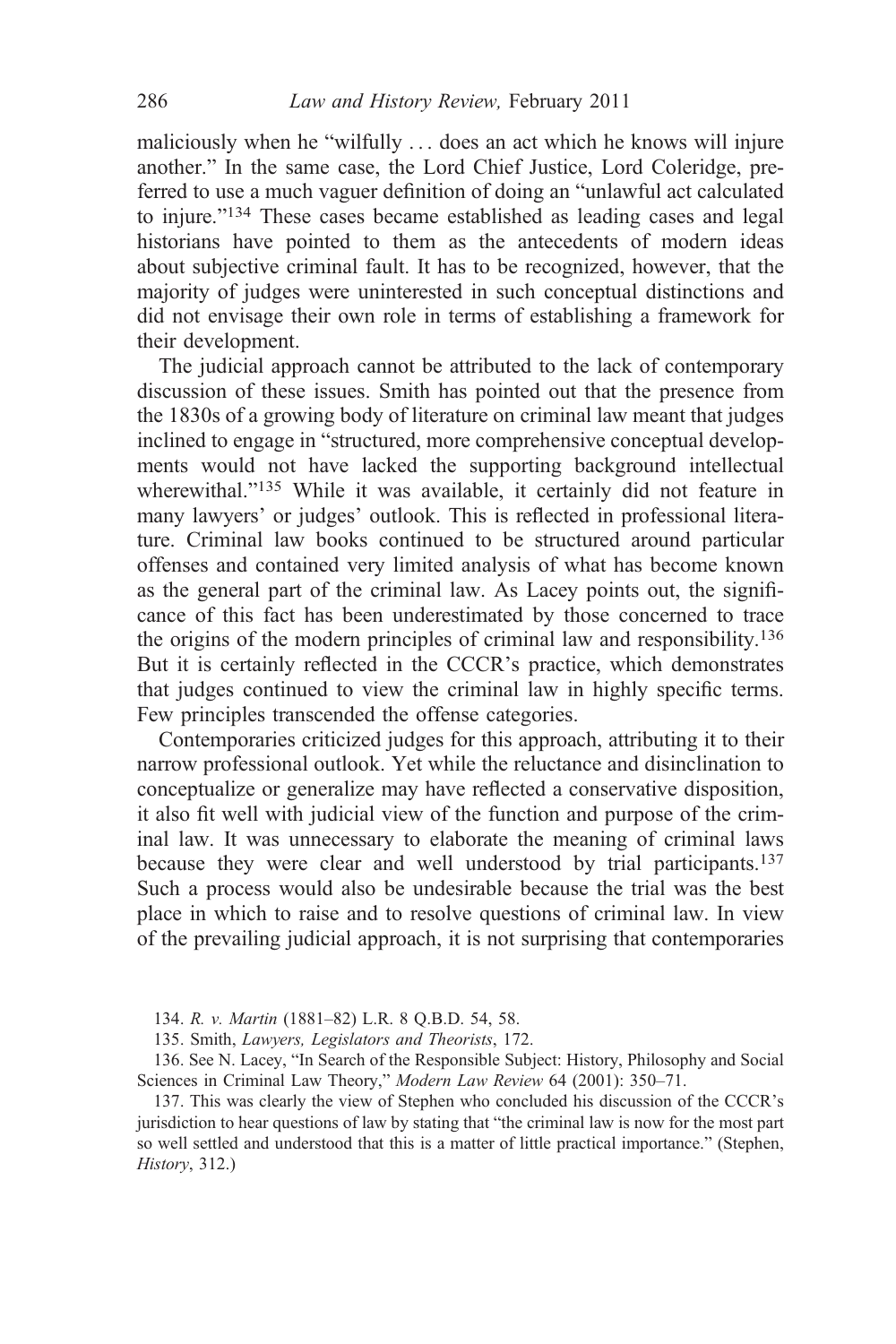maliciously when he "wilfully . . . does an act which he knows will injure another." In the same case, the Lord Chief Justice, Lord Coleridge, preferred to use a much vaguer definition of doing an "unlawful act calculated to injure."[134] These cases became established as leading cases and legal historians have pointed to them as the antecedents of modern ideas about subjective criminal fault. It has to be recognized, however, that the majority of judges were uninterested in such conceptual distinctions and did not envisage their own role in terms of establishing a framework for their development.

The judicial approach cannot be attributed to the lack of contemporary discussion of these issues. Smith has pointed out that the presence from the 1830s of a growing body of literature on criminal law meant that judges inclined to engage in "structured, more comprehensive conceptual developments would not have lacked the supporting background intellectual wherewithal."[135] While it was available, it certainly did not feature in many lawyers' or judges' outlook. This is reflected in professional literature. Criminal law books continued to be structured around particular offenses and contained very limited analysis of what has become known as the general part of the criminal law. As Lacey points out, the significance of this fact has been underestimated by those concerned to trace the origins of the modern principles of criminal law and responsibility.[136] But it is certainly reflected in the CCCR's practice, which demonstrates that judges continued to view the criminal law in highly specific terms. Few principles transcended the offense categories.

Contemporaries criticized judges for this approach, attributing it to their narrow professional outlook. Yet while the reluctance and disinclination to conceptualize or generalize may have reflected a conservative disposition, it also fit well with judicial view of the function and purpose of the criminal law. It was unnecessary to elaborate the meaning of criminal laws because they were clear and well understood by trial participants.[137] Such a process would also be undesirable because the trial was the best place in which to raise and to resolve questions of criminal law. In view of the prevailing judicial approach, it is not surprising that contemporaries

134. *R. v. Martin* (1881–82) L.R. 8 Q.B.D. 54, 58.

135. Smith, *Lawyers, Legislators and Theorists*, 172.

136. See N. Lacey, "In Search of the Responsible Subject: History, Philosophy and Social Sciences in Criminal Law Theory," *Modern Law Review* 64 (2001): 350–71.

137. This was clearly the view of Stephen who concluded his discussion of the CCCR's jurisdiction to hear questions of law by stating that "the criminal law is now for the most part so well settled and understood that this is a matter of little practical importance." (Stephen, *History*, 312.)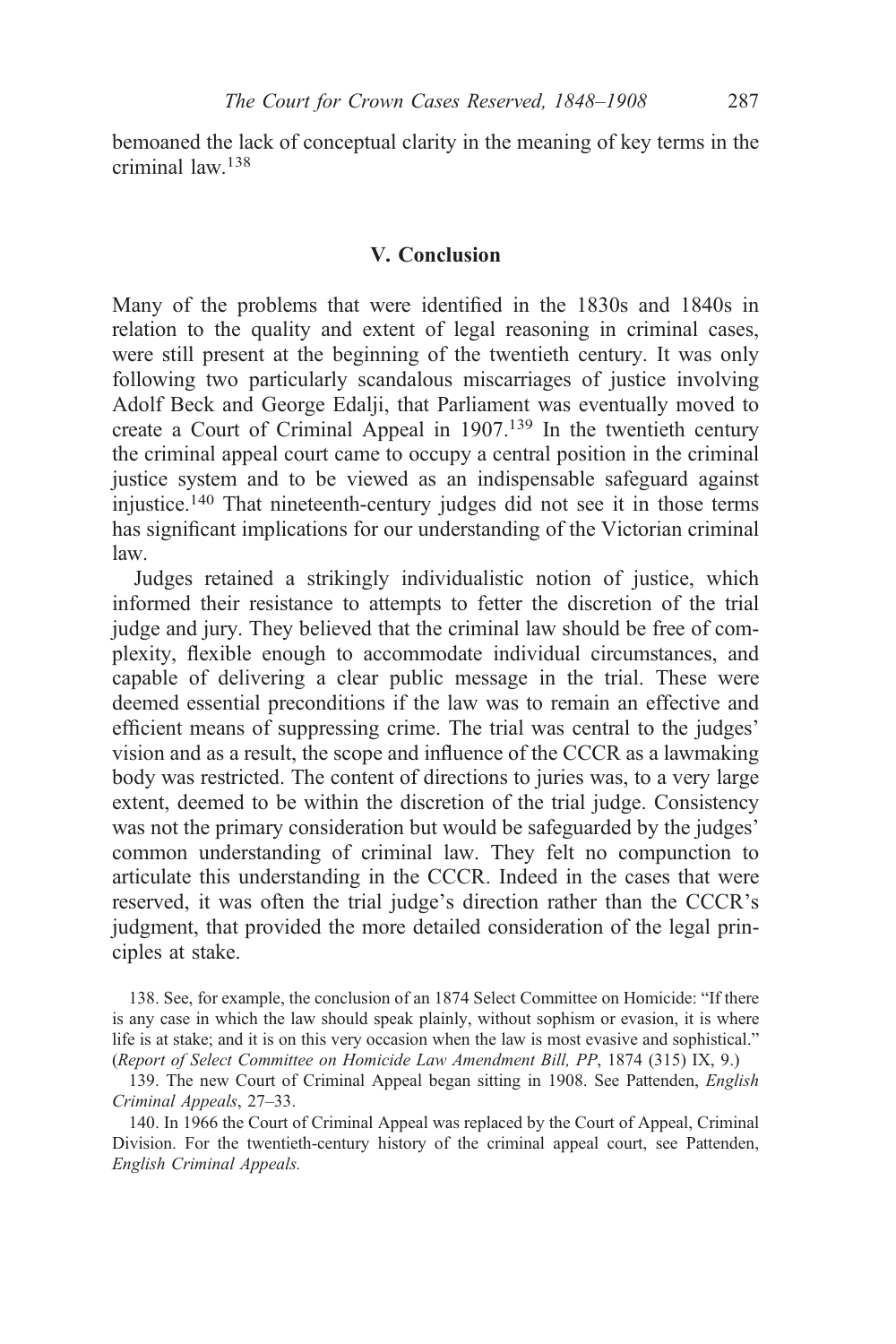bemoaned the lack of conceptual clarity in the meaning of key terms in the criminal law.[138]

## V. Conclusion

Many of the problems that were identified in the 1830s and 1840s in relation to the quality and extent of legal reasoning in criminal cases, were still present at the beginning of the twentieth century. It was only following two particularly scandalous miscarriages of justice involving Adolf Beck and George Edalji, that Parliament was eventually moved to create a Court of Criminal Appeal in 1907.[139] In the twentieth century the criminal appeal court came to occupy a central position in the criminal justice system and to be viewed as an indispensable safeguard against injustice.[140] That nineteenth-century judges did not see it in those terms has significant implications for our understanding of the Victorian criminal law.

Judges retained a strikingly individualistic notion of justice, which informed their resistance to attempts to fetter the discretion of the trial judge and jury. They believed that the criminal law should be free of complexity, flexible enough to accommodate individual circumstances, and capable of delivering a clear public message in the trial. These were deemed essential preconditions if the law was to remain an effective and efficient means of suppressing crime. The trial was central to the judges' vision and as a result, the scope and influence of the CCCR as a lawmaking body was restricted. The content of directions to juries was, to a very large extent, deemed to be within the discretion of the trial judge. Consistency was not the primary consideration but would be safeguarded by the judges' common understanding of criminal law. They felt no compunction to articulate this understanding in the CCCR. Indeed in the cases that were reserved, it was often the trial judge's direction rather than the CCCR's judgment, that provided the more detailed consideration of the legal principles at stake.

138. See, for example, the conclusion of an 1874 Select Committee on Homicide: "If there is any case in which the law should speak plainly, without sophism or evasion, it is where life is at stake; and it is on this very occasion when the law is most evasive and sophistical." (*Report of Select Committee on Homicide Law Amendment Bill, PP*, 1874 (315) IX, 9.)

139. The new Court of Criminal Appeal began sitting in 1908. See Pattenden, *English Criminal Appeals*, 27–33.

140. In 1966 the Court of Criminal Appeal was replaced by the Court of Appeal, Criminal Division. For the twentieth-century history of the criminal appeal court, see Pattenden, *English Criminal Appeals.*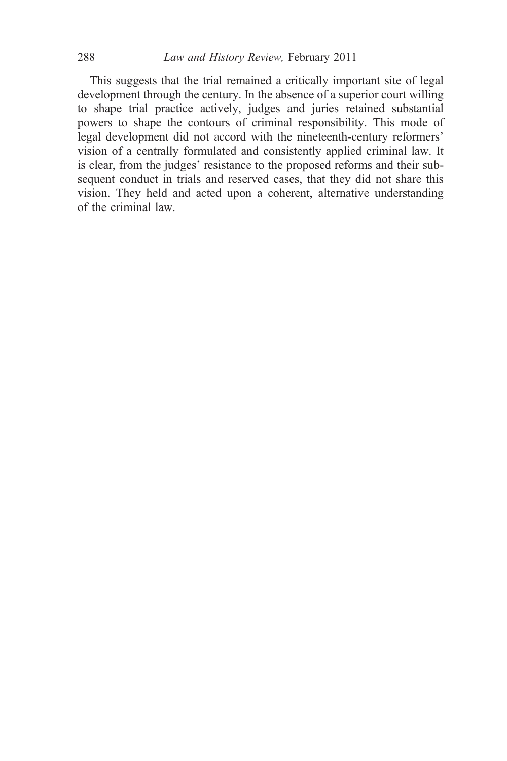This suggests that the trial remained a critically important site of legal development through the century. In the absence of a superior court willing to shape trial practice actively, judges and juries retained substantial powers to shape the contours of criminal responsibility. This mode of legal development did not accord with the nineteenth-century reformers' vision of a centrally formulated and consistently applied criminal law. It is clear, from the judges' resistance to the proposed reforms and their subsequent conduct in trials and reserved cases, that they did not share this vision. They held and acted upon a coherent, alternative understanding of the criminal law.